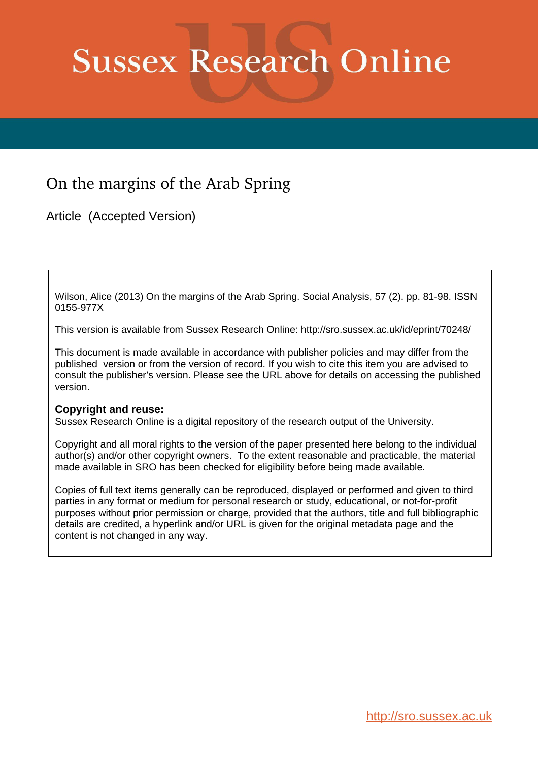# Sussex Research Online

## On the margins of the Arab Spring

Article (Accepted Version)

Wilson, Alice (2013) On the margins of the Arab Spring. Social Analysis, 57 (2). pp. 81-98. ISSN 0155-977X

This version is available from Sussex Research Online: http://sro.sussex.ac.uk/id/eprint/70248/

This document is made available in accordance with publisher policies and may differ from the published version or from the version of record. If you wish to cite this item you are advised to consult the publisher's version. Please see the URL above for details on accessing the published version.

**Copyright and reuse:**
Sussex Research Online is a digital repository of the research output of the University.

Copyright and all moral rights to the version of the paper presented here belong to the individual author(s) and/or other copyright owners. To the extent reasonable and practicable, the material made available in SRO has been checked for eligibility before being made available.

Copies of full text items generally can be reproduced, displayed or performed and given to third parties in any format or medium for personal research or study, educational, or not-for-profit purposes without prior permission or charge, provided that the authors, title and full bibliographic details are credited, a hyperlink and/or URL is given for the original metadata page and the content is not changed in any way.

http://sro.sussex.ac.uk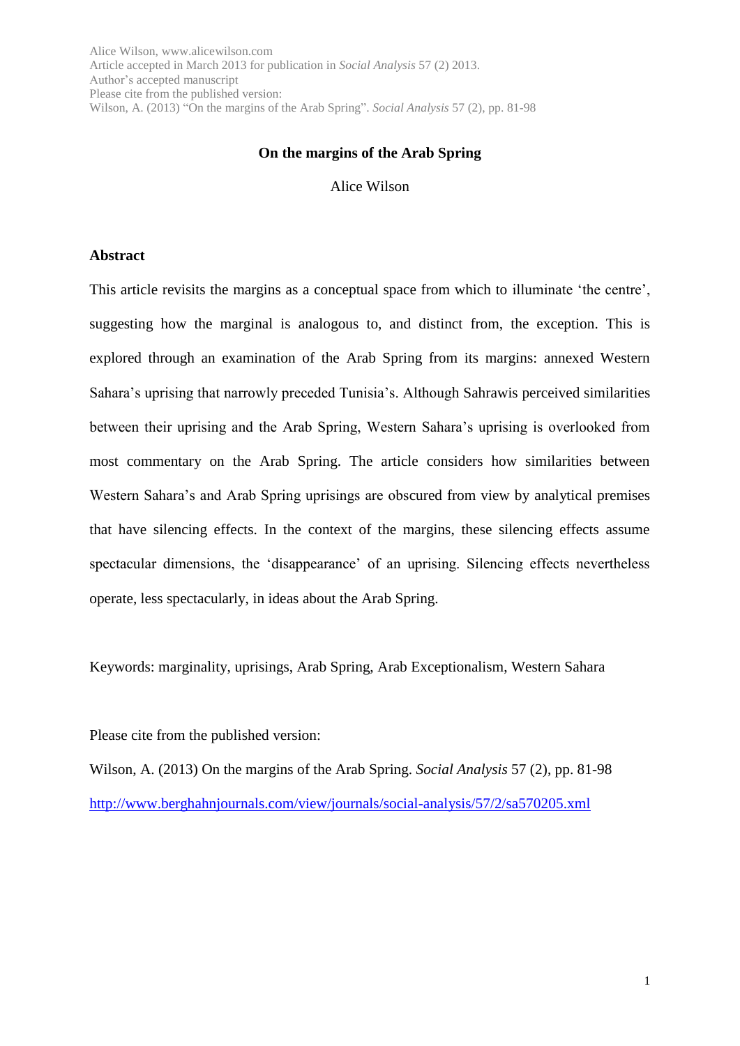# On the margins of the Arab Spring

Alice Wilson

## Abstract

This article revisits the margins as a conceptual space from which to illuminate 'the centre', suggesting how the marginal is analogous to, and distinct from, the exception. This is explored through an examination of the Arab Spring from its margins: annexed Western Sahara's uprising that narrowly preceded Tunisia's. Although Sahrawis perceived similarities between their uprising and the Arab Spring, Western Sahara's uprising is overlooked from most commentary on the Arab Spring. The article considers how similarities between Western Sahara's and Arab Spring uprisings are obscured from view by analytical premises that have silencing effects. In the context of the margins, these silencing effects assume spectacular dimensions, the 'disappearance' of an uprising. Silencing effects nevertheless operate, less spectacularly, in ideas about the Arab Spring.

Keywords: marginality, uprisings, Arab Spring, Arab Exceptionalism, Western Sahara

Please cite from the published version:

Wilson, A. (2013) On the margins of the Arab Spring. *Social Analysis* 57 (2), pp. 81-98

http://www.berghahnjournals.com/view/journals/social-analysis/57/2/sa570205.xml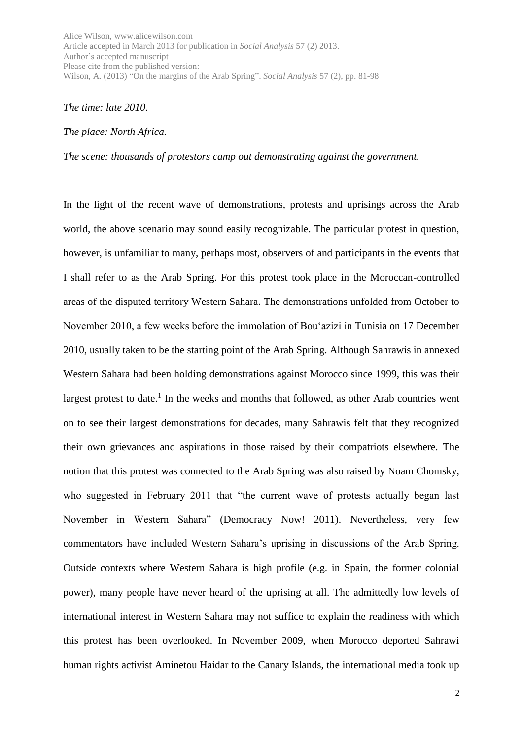*The time: late 2010.*

*The place: North Africa.*

*The scene: thousands of protestors camp out demonstrating against the government.*

In the light of the recent wave of demonstrations, protests and uprisings across the Arab world, the above scenario may sound easily recognizable. The particular protest in question, however, is unfamiliar to many, perhaps most, observers of and participants in the events that I shall refer to as the Arab Spring. For this protest took place in the Moroccan-controlled areas of the disputed territory Western Sahara. The demonstrations unfolded from October to November 2010, a few weeks before the immolation of Bou'azizi in Tunisia on 17 December 2010, usually taken to be the starting point of the Arab Spring. Although Sahrawis in annexed Western Sahara had been holding demonstrations against Morocco since 1999, this was their largest protest to date.[1] In the weeks and months that followed, as other Arab countries went on to see their largest demonstrations for decades, many Sahrawis felt that they recognized their own grievances and aspirations in those raised by their compatriots elsewhere. The notion that this protest was connected to the Arab Spring was also raised by Noam Chomsky, who suggested in February 2011 that "the current wave of protests actually began last November in Western Sahara" (Democracy Now! 2011). Nevertheless, very few commentators have included Western Sahara's uprising in discussions of the Arab Spring. Outside contexts where Western Sahara is high profile (e.g. in Spain, the former colonial power), many people have never heard of the uprising at all. The admittedly low levels of international interest in Western Sahara may not suffice to explain the readiness with which this protest has been overlooked. In November 2009, when Morocco deported Sahrawi human rights activist Aminetou Haidar to the Canary Islands, the international media took up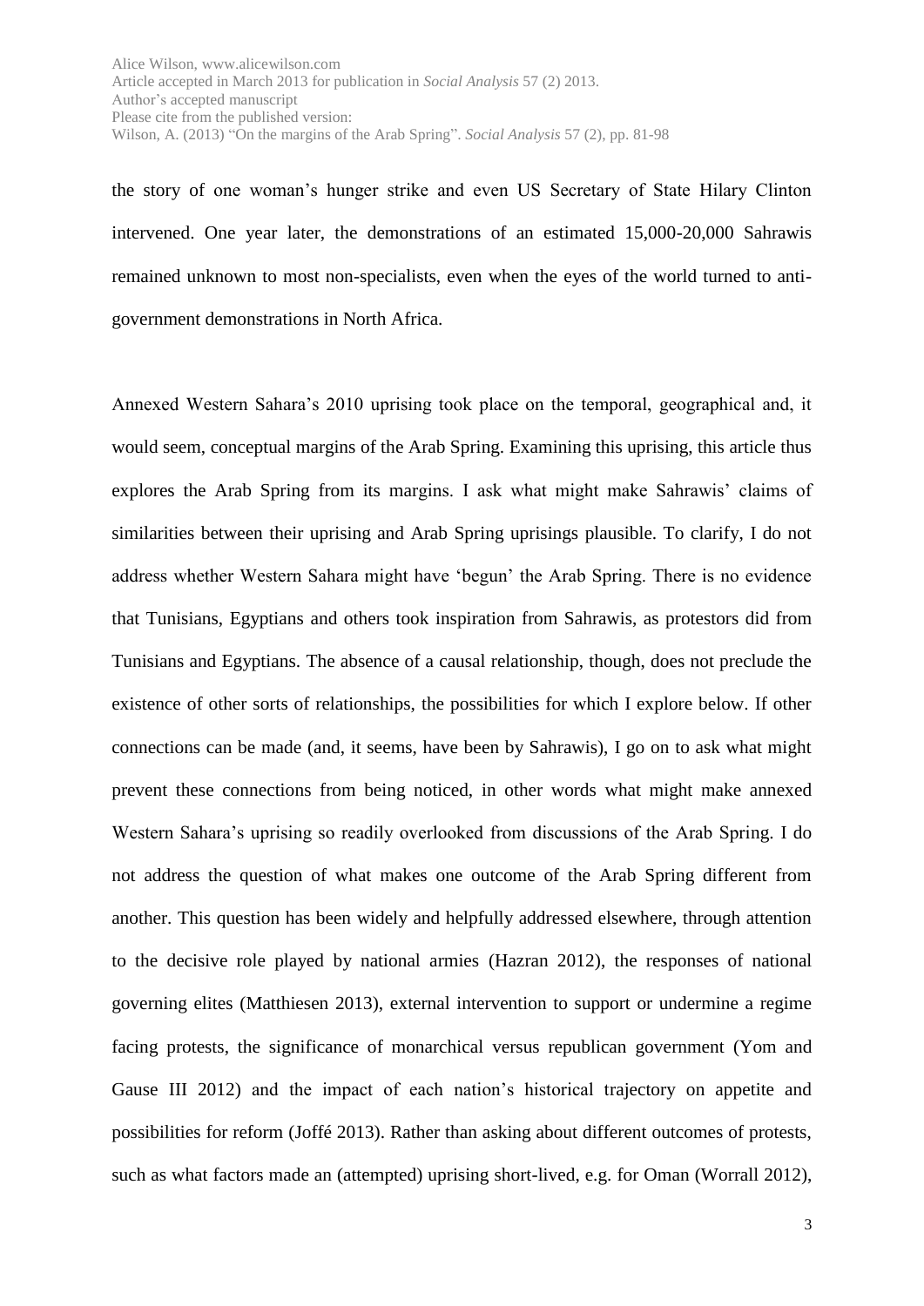the story of one woman's hunger strike and even US Secretary of State Hilary Clinton intervened. One year later, the demonstrations of an estimated 15,000-20,000 Sahrawis remained unknown to most non-specialists, even when the eyes of the world turned to anti-government demonstrations in North Africa.

Annexed Western Sahara's 2010 uprising took place on the temporal, geographical and, it would seem, conceptual margins of the Arab Spring. Examining this uprising, this article thus explores the Arab Spring from its margins. I ask what might make Sahrawis' claims of similarities between their uprising and Arab Spring uprisings plausible. To clarify, I do not address whether Western Sahara might have 'begun' the Arab Spring. There is no evidence that Tunisians, Egyptians and others took inspiration from Sahrawis, as protestors did from Tunisians and Egyptians. The absence of a causal relationship, though, does not preclude the existence of other sorts of relationships, the possibilities for which I explore below. If other connections can be made (and, it seems, have been by Sahrawis), I go on to ask what might prevent these connections from being noticed, in other words what might make annexed Western Sahara's uprising so readily overlooked from discussions of the Arab Spring. I do not address the question of what makes one outcome of the Arab Spring different from another. This question has been widely and helpfully addressed elsewhere, through attention to the decisive role played by national armies (Hazran 2012), the responses of national governing elites (Matthiesen 2013), external intervention to support or undermine a regime facing protests, the significance of monarchical versus republican government (Yom and Gause III 2012) and the impact of each nation's historical trajectory on appetite and possibilities for reform (Joffé 2013). Rather than asking about different outcomes of protests, such as what factors made an (attempted) uprising short-lived, e.g. for Oman (Worrall 2012),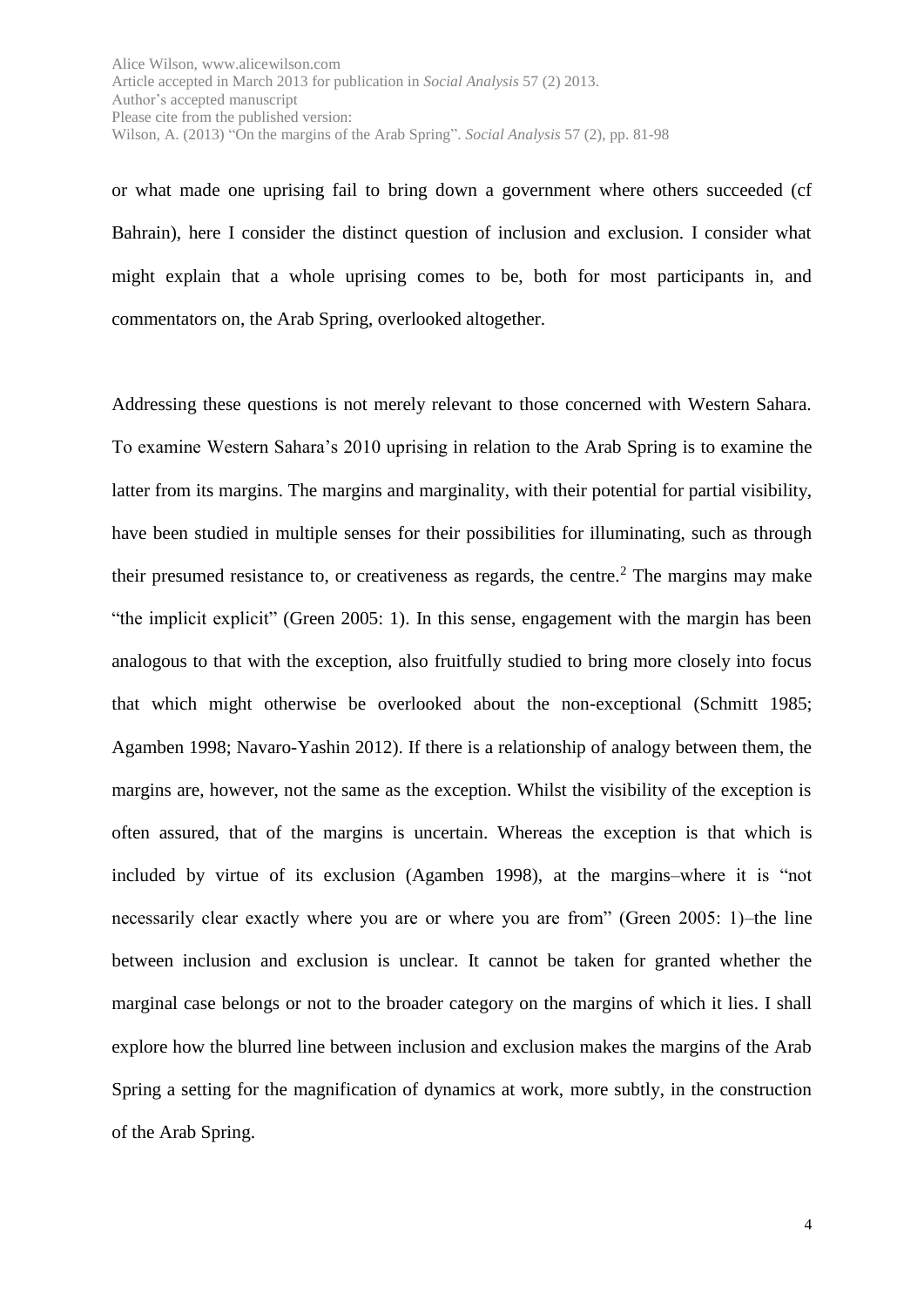or what made one uprising fail to bring down a government where others succeeded (cf Bahrain), here I consider the distinct question of inclusion and exclusion. I consider what might explain that a whole uprising comes to be, both for most participants in, and commentators on, the Arab Spring, overlooked altogether.

Addressing these questions is not merely relevant to those concerned with Western Sahara. To examine Western Sahara's 2010 uprising in relation to the Arab Spring is to examine the latter from its margins. The margins and marginality, with their potential for partial visibility, have been studied in multiple senses for their possibilities for illuminating, such as through their presumed resistance to, or creativeness as regards, the centre.[2] The margins may make "the implicit explicit" (Green 2005: 1). In this sense, engagement with the margin has been analogous to that with the exception, also fruitfully studied to bring more closely into focus that which might otherwise be overlooked about the non-exceptional (Schmitt 1985; Agamben 1998; Navaro-Yashin 2012). If there is a relationship of analogy between them, the margins are, however, not the same as the exception. Whilst the visibility of the exception is often assured, that of the margins is uncertain. Whereas the exception is that which is included by virtue of its exclusion (Agamben 1998), at the margins–where it is "not necessarily clear exactly where you are or where you are from" (Green 2005: 1)–the line between inclusion and exclusion is unclear. It cannot be taken for granted whether the marginal case belongs or not to the broader category on the margins of which it lies. I shall explore how the blurred line between inclusion and exclusion makes the margins of the Arab Spring a setting for the magnification of dynamics at work, more subtly, in the construction of the Arab Spring.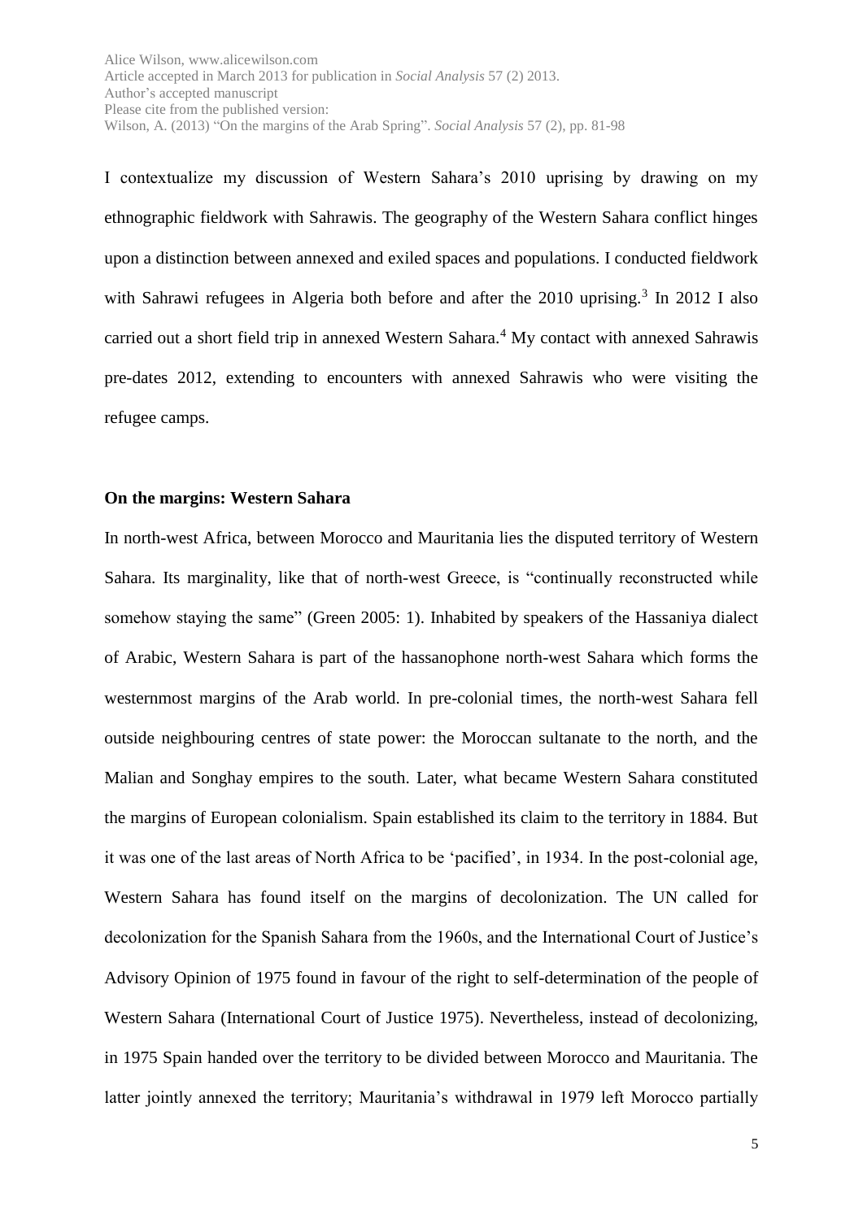I contextualize my discussion of Western Sahara's 2010 uprising by drawing on my ethnographic fieldwork with Sahrawis. The geography of the Western Sahara conflict hinges upon a distinction between annexed and exiled spaces and populations. I conducted fieldwork with Sahrawi refugees in Algeria both before and after the 2010 uprising.[3] In 2012 I also carried out a short field trip in annexed Western Sahara.[4] My contact with annexed Sahrawis pre-dates 2012, extending to encounters with annexed Sahrawis who were visiting the refugee camps.

**On the margins: Western Sahara**

In north-west Africa, between Morocco and Mauritania lies the disputed territory of Western Sahara. Its marginality, like that of north-west Greece, is "continually reconstructed while somehow staying the same" (Green 2005: 1). Inhabited by speakers of the Hassaniya dialect of Arabic, Western Sahara is part of the hassanophone north-west Sahara which forms the westernmost margins of the Arab world. In pre-colonial times, the north-west Sahara fell outside neighbouring centres of state power: the Moroccan sultanate to the north, and the Malian and Songhay empires to the south. Later, what became Western Sahara constituted the margins of European colonialism. Spain established its claim to the territory in 1884. But it was one of the last areas of North Africa to be 'pacified', in 1934. In the post-colonial age, Western Sahara has found itself on the margins of decolonization. The UN called for decolonization for the Spanish Sahara from the 1960s, and the International Court of Justice's Advisory Opinion of 1975 found in favour of the right to self-determination of the people of Western Sahara (International Court of Justice 1975). Nevertheless, instead of decolonizing, in 1975 Spain handed over the territory to be divided between Morocco and Mauritania. The latter jointly annexed the territory; Mauritania's withdrawal in 1979 left Morocco partially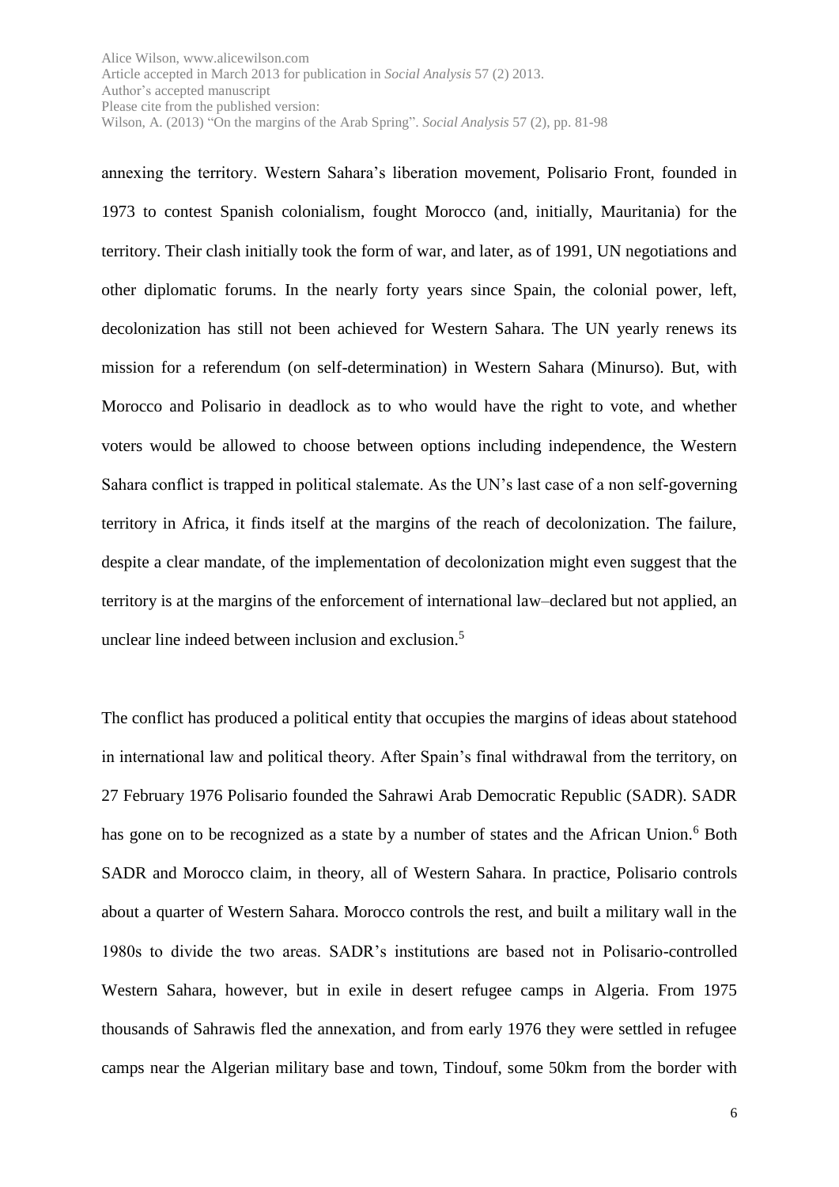annexing the territory. Western Sahara's liberation movement, Polisario Front, founded in 1973 to contest Spanish colonialism, fought Morocco (and, initially, Mauritania) for the territory. Their clash initially took the form of war, and later, as of 1991, UN negotiations and other diplomatic forums. In the nearly forty years since Spain, the colonial power, left, decolonization has still not been achieved for Western Sahara. The UN yearly renews its mission for a referendum (on self-determination) in Western Sahara (Minurso). But, with Morocco and Polisario in deadlock as to who would have the right to vote, and whether voters would be allowed to choose between options including independence, the Western Sahara conflict is trapped in political stalemate. As the UN's last case of a non self-governing territory in Africa, it finds itself at the margins of the reach of decolonization. The failure, despite a clear mandate, of the implementation of decolonization might even suggest that the territory is at the margins of the enforcement of international law–declared but not applied, an unclear line indeed between inclusion and exclusion.[5]

The conflict has produced a political entity that occupies the margins of ideas about statehood in international law and political theory. After Spain's final withdrawal from the territory, on 27 February 1976 Polisario founded the Sahrawi Arab Democratic Republic (SADR). SADR has gone on to be recognized as a state by a number of states and the African Union.[6] Both SADR and Morocco claim, in theory, all of Western Sahara. In practice, Polisario controls about a quarter of Western Sahara. Morocco controls the rest, and built a military wall in the 1980s to divide the two areas. SADR's institutions are based not in Polisario-controlled Western Sahara, however, but in exile in desert refugee camps in Algeria. From 1975 thousands of Sahrawis fled the annexation, and from early 1976 they were settled in refugee camps near the Algerian military base and town, Tindouf, some 50km from the border with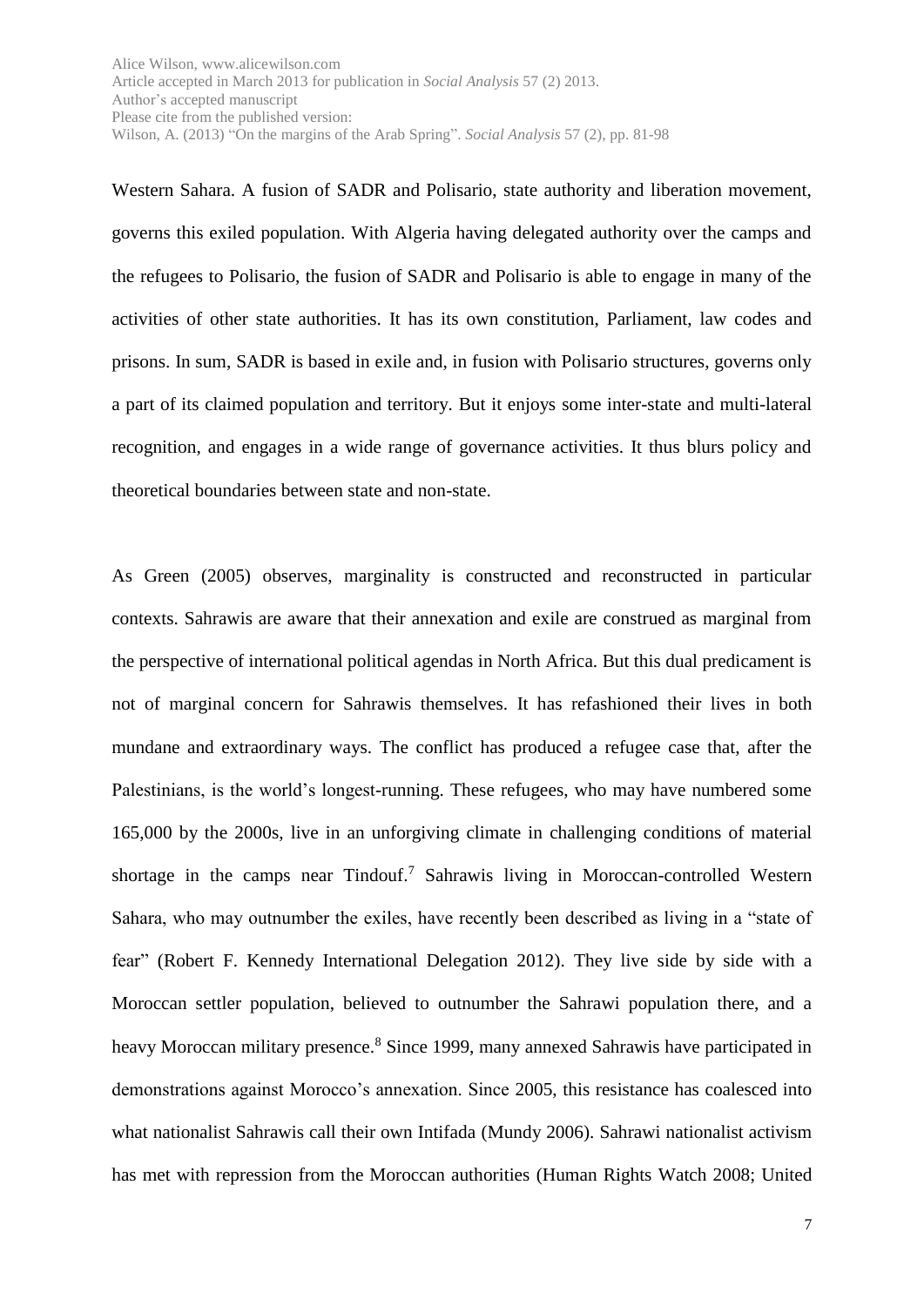Western Sahara. A fusion of SADR and Polisario, state authority and liberation movement, governs this exiled population. With Algeria having delegated authority over the camps and the refugees to Polisario, the fusion of SADR and Polisario is able to engage in many of the activities of other state authorities. It has its own constitution, Parliament, law codes and prisons. In sum, SADR is based in exile and, in fusion with Polisario structures, governs only a part of its claimed population and territory. But it enjoys some inter-state and multi-lateral recognition, and engages in a wide range of governance activities. It thus blurs policy and theoretical boundaries between state and non-state.

As Green (2005) observes, marginality is constructed and reconstructed in particular contexts. Sahrawis are aware that their annexation and exile are construed as marginal from the perspective of international political agendas in North Africa. But this dual predicament is not of marginal concern for Sahrawis themselves. It has refashioned their lives in both mundane and extraordinary ways. The conflict has produced a refugee case that, after the Palestinians, is the world's longest-running. These refugees, who may have numbered some 165,000 by the 2000s, live in an unforgiving climate in challenging conditions of material shortage in the camps near Tindouf.[7] Sahrawis living in Moroccan-controlled Western Sahara, who may outnumber the exiles, have recently been described as living in a "state of fear" (Robert F. Kennedy International Delegation 2012). They live side by side with a Moroccan settler population, believed to outnumber the Sahrawi population there, and a heavy Moroccan military presence.[8] Since 1999, many annexed Sahrawis have participated in demonstrations against Morocco's annexation. Since 2005, this resistance has coalesced into what nationalist Sahrawis call their own Intifada (Mundy 2006). Sahrawi nationalist activism has met with repression from the Moroccan authorities (Human Rights Watch 2008; United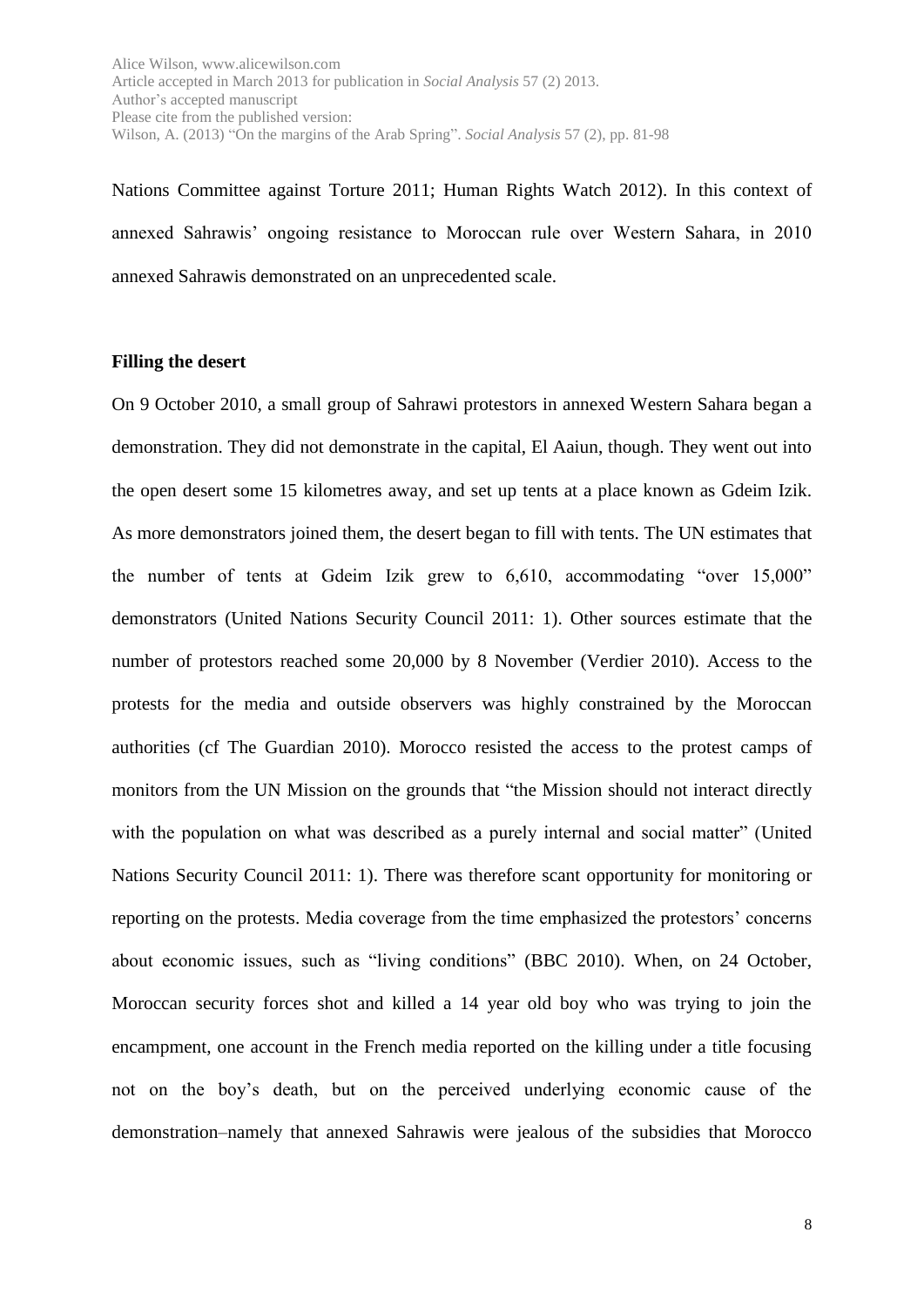Nations Committee against Torture 2011; Human Rights Watch 2012). In this context of annexed Sahrawis' ongoing resistance to Moroccan rule over Western Sahara, in 2010 annexed Sahrawis demonstrated on an unprecedented scale.

**Filling the desert**

On 9 October 2010, a small group of Sahrawi protestors in annexed Western Sahara began a demonstration. They did not demonstrate in the capital, El Aaiun, though. They went out into the open desert some 15 kilometres away, and set up tents at a place known as Gdeim Izik. As more demonstrators joined them, the desert began to fill with tents. The UN estimates that the number of tents at Gdeim Izik grew to 6,610, accommodating "over 15,000" demonstrators (United Nations Security Council 2011: 1). Other sources estimate that the number of protestors reached some 20,000 by 8 November (Verdier 2010). Access to the protests for the media and outside observers was highly constrained by the Moroccan authorities (cf The Guardian 2010). Morocco resisted the access to the protest camps of monitors from the UN Mission on the grounds that "the Mission should not interact directly with the population on what was described as a purely internal and social matter" (United Nations Security Council 2011: 1). There was therefore scant opportunity for monitoring or reporting on the protests. Media coverage from the time emphasized the protestors' concerns about economic issues, such as "living conditions" (BBC 2010). When, on 24 October, Moroccan security forces shot and killed a 14 year old boy who was trying to join the encampment, one account in the French media reported on the killing under a title focusing not on the boy's death, but on the perceived underlying economic cause of the demonstration–namely that annexed Sahrawis were jealous of the subsidies that Morocco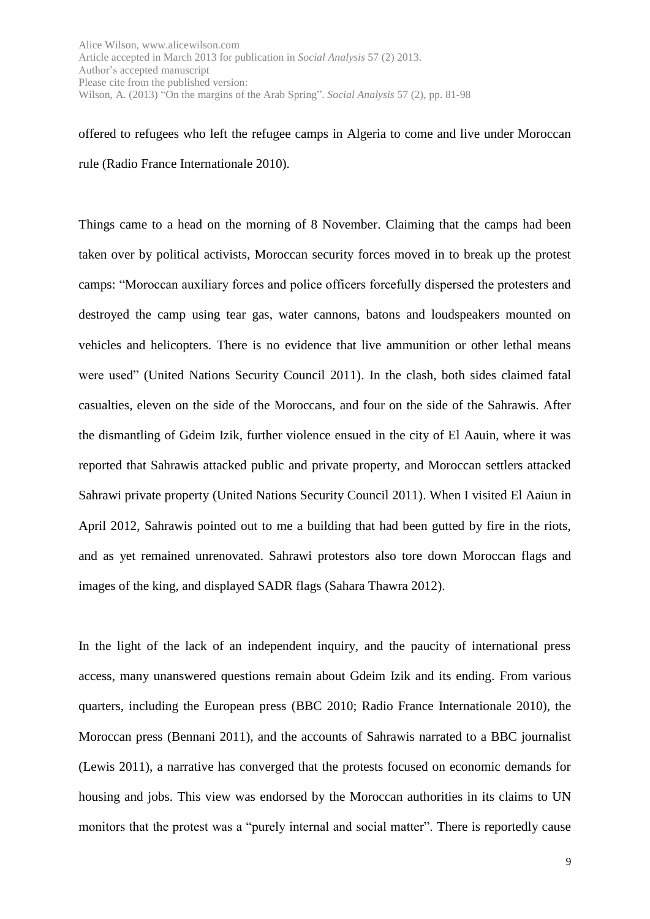offered to refugees who left the refugee camps in Algeria to come and live under Moroccan rule (Radio France Internationale 2010).

Things came to a head on the morning of 8 November. Claiming that the camps had been taken over by political activists, Moroccan security forces moved in to break up the protest camps: "Moroccan auxiliary forces and police officers forcefully dispersed the protesters and destroyed the camp using tear gas, water cannons, batons and loudspeakers mounted on vehicles and helicopters. There is no evidence that live ammunition or other lethal means were used" (United Nations Security Council 2011). In the clash, both sides claimed fatal casualties, eleven on the side of the Moroccans, and four on the side of the Sahrawis. After the dismantling of Gdeim Izik, further violence ensued in the city of El Aauin, where it was reported that Sahrawis attacked public and private property, and Moroccan settlers attacked Sahrawi private property (United Nations Security Council 2011). When I visited El Aaiun in April 2012, Sahrawis pointed out to me a building that had been gutted by fire in the riots, and as yet remained unrenovated. Sahrawi protestors also tore down Moroccan flags and images of the king, and displayed SADR flags (Sahara Thawra 2012).

In the light of the lack of an independent inquiry, and the paucity of international press access, many unanswered questions remain about Gdeim Izik and its ending. From various quarters, including the European press (BBC 2010; Radio France Internationale 2010), the Moroccan press (Bennani 2011), and the accounts of Sahrawis narrated to a BBC journalist (Lewis 2011), a narrative has converged that the protests focused on economic demands for housing and jobs. This view was endorsed by the Moroccan authorities in its claims to UN monitors that the protest was a "purely internal and social matter". There is reportedly cause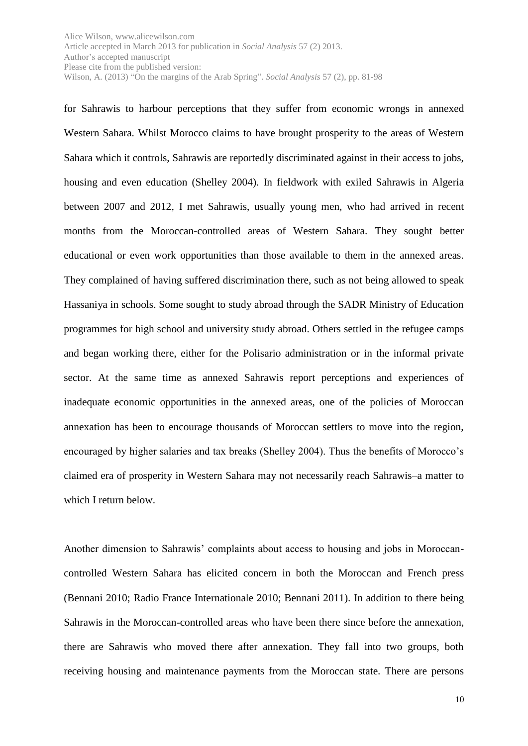for Sahrawis to harbour perceptions that they suffer from economic wrongs in annexed Western Sahara. Whilst Morocco claims to have brought prosperity to the areas of Western Sahara which it controls, Sahrawis are reportedly discriminated against in their access to jobs, housing and even education (Shelley 2004). In fieldwork with exiled Sahrawis in Algeria between 2007 and 2012, I met Sahrawis, usually young men, who had arrived in recent months from the Moroccan-controlled areas of Western Sahara. They sought better educational or even work opportunities than those available to them in the annexed areas. They complained of having suffered discrimination there, such as not being allowed to speak Hassaniya in schools. Some sought to study abroad through the SADR Ministry of Education programmes for high school and university study abroad. Others settled in the refugee camps and began working there, either for the Polisario administration or in the informal private sector. At the same time as annexed Sahrawis report perceptions and experiences of inadequate economic opportunities in the annexed areas, one of the policies of Moroccan annexation has been to encourage thousands of Moroccan settlers to move into the region, encouraged by higher salaries and tax breaks (Shelley 2004). Thus the benefits of Morocco's claimed era of prosperity in Western Sahara may not necessarily reach Sahrawis–a matter to which I return below.

Another dimension to Sahrawis' complaints about access to housing and jobs in Moroccan-controlled Western Sahara has elicited concern in both the Moroccan and French press (Bennani 2010; Radio France Internationale 2010; Bennani 2011). In addition to there being Sahrawis in the Moroccan-controlled areas who have been there since before the annexation, there are Sahrawis who moved there after annexation. They fall into two groups, both receiving housing and maintenance payments from the Moroccan state. There are persons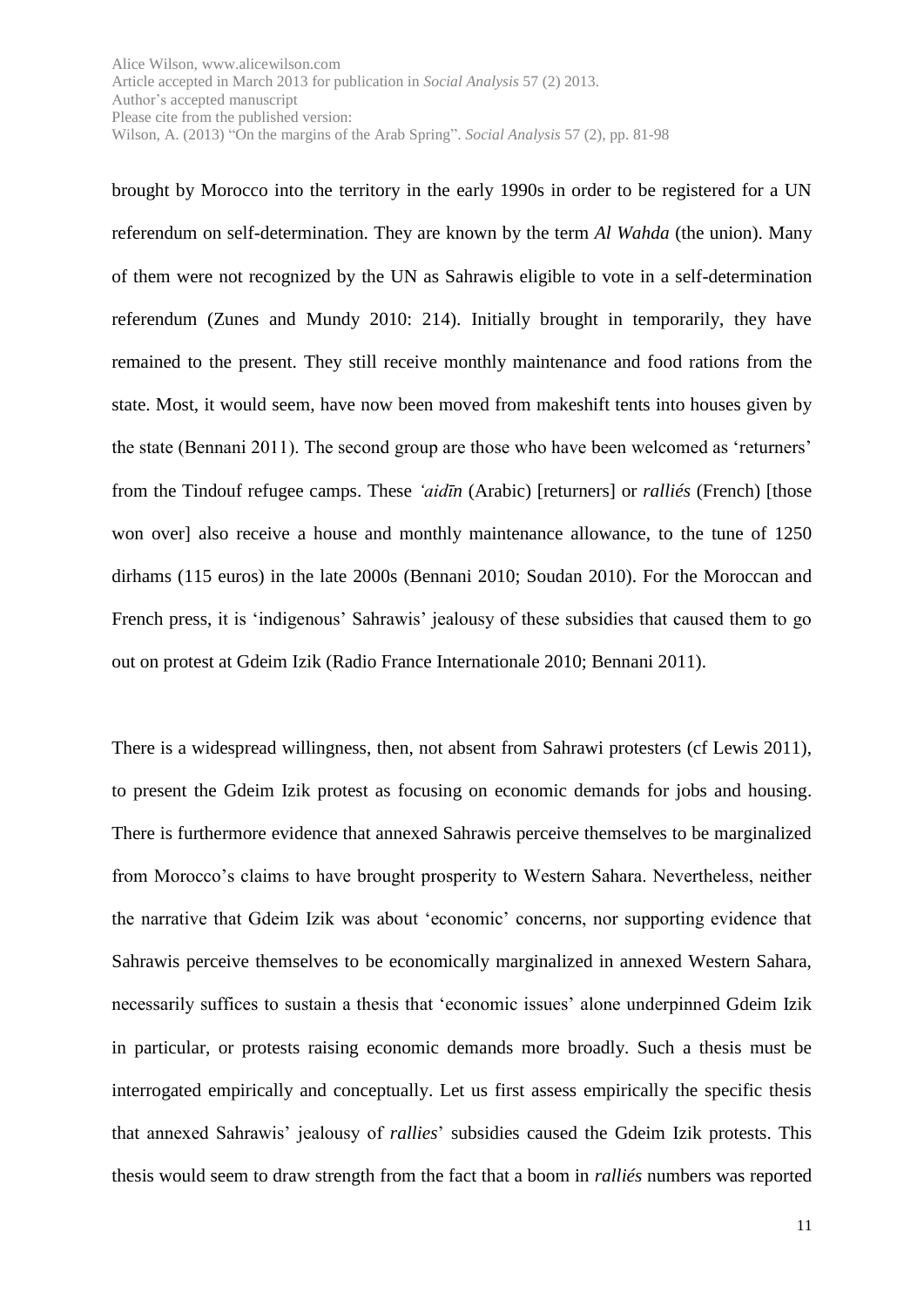brought by Morocco into the territory in the early 1990s in order to be registered for a UN referendum on self-determination. They are known by the term *Al Wahda* (the union). Many of them were not recognized by the UN as Sahrawis eligible to vote in a self-determination referendum (Zunes and Mundy 2010: 214). Initially brought in temporarily, they have remained to the present. They still receive monthly maintenance and food rations from the state. Most, it would seem, have now been moved from makeshift tents into houses given by the state (Bennani 2011). The second group are those who have been welcomed as 'returners' from the Tindouf refugee camps. These *'aidīn* (Arabic) [returners] or *ralliés* (French) [those won over] also receive a house and monthly maintenance allowance, to the tune of 1250 dirhams (115 euros) in the late 2000s (Bennani 2010; Soudan 2010). For the Moroccan and French press, it is 'indigenous' Sahrawis' jealousy of these subsidies that caused them to go out on protest at Gdeim Izik (Radio France Internationale 2010; Bennani 2011).

There is a widespread willingness, then, not absent from Sahrawi protesters (cf Lewis 2011), to present the Gdeim Izik protest as focusing on economic demands for jobs and housing. There is furthermore evidence that annexed Sahrawis perceive themselves to be marginalized from Morocco's claims to have brought prosperity to Western Sahara. Nevertheless, neither the narrative that Gdeim Izik was about 'economic' concerns, nor supporting evidence that Sahrawis perceive themselves to be economically marginalized in annexed Western Sahara, necessarily suffices to sustain a thesis that 'economic issues' alone underpinned Gdeim Izik in particular, or protests raising economic demands more broadly. Such a thesis must be interrogated empirically and conceptually. Let us first assess empirically the specific thesis that annexed Sahrawis' jealousy of *rallies*' subsidies caused the Gdeim Izik protests. This thesis would seem to draw strength from the fact that a boom in *ralliés* numbers was reported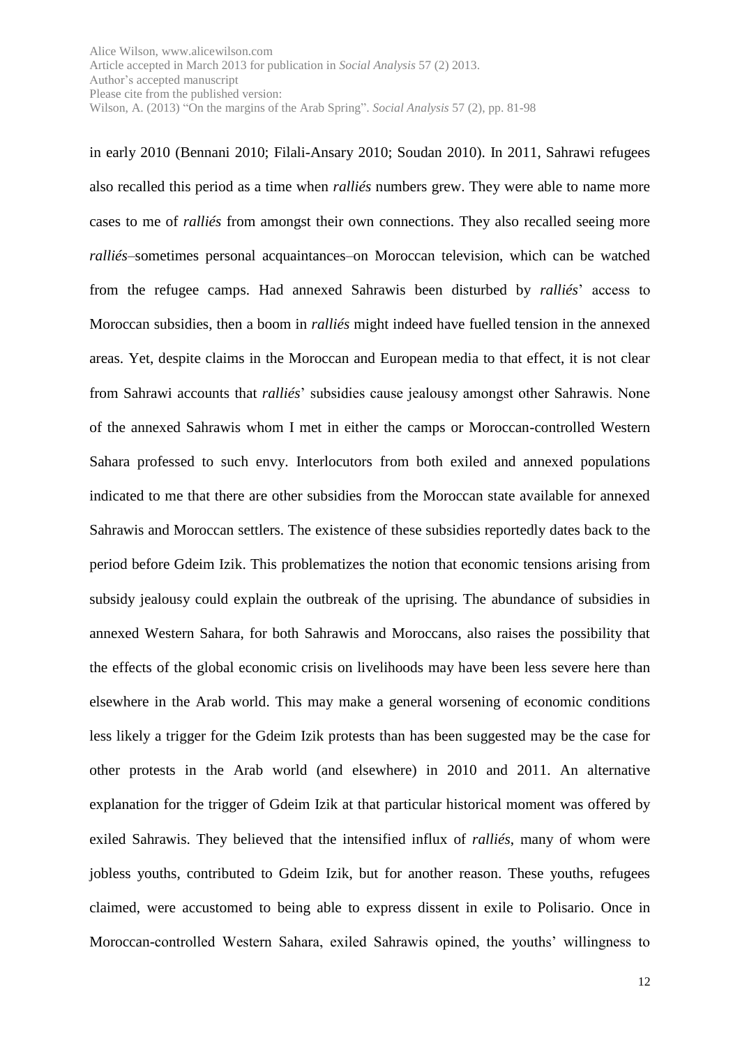in early 2010 (Bennani 2010; Filali-Ansary 2010; Soudan 2010). In 2011, Sahrawi refugees also recalled this period as a time when *ralliés* numbers grew. They were able to name more cases to me of *ralliés* from amongst their own connections. They also recalled seeing more *ralliés*–sometimes personal acquaintances–on Moroccan television, which can be watched from the refugee camps. Had annexed Sahrawis been disturbed by *ralliés*' access to Moroccan subsidies, then a boom in *ralliés* might indeed have fuelled tension in the annexed areas. Yet, despite claims in the Moroccan and European media to that effect, it is not clear from Sahrawi accounts that *ralliés*' subsidies cause jealousy amongst other Sahrawis. None of the annexed Sahrawis whom I met in either the camps or Moroccan-controlled Western Sahara professed to such envy. Interlocutors from both exiled and annexed populations indicated to me that there are other subsidies from the Moroccan state available for annexed Sahrawis and Moroccan settlers. The existence of these subsidies reportedly dates back to the period before Gdeim Izik. This problematizes the notion that economic tensions arising from subsidy jealousy could explain the outbreak of the uprising. The abundance of subsidies in annexed Western Sahara, for both Sahrawis and Moroccans, also raises the possibility that the effects of the global economic crisis on livelihoods may have been less severe here than elsewhere in the Arab world. This may make a general worsening of economic conditions less likely a trigger for the Gdeim Izik protests than has been suggested may be the case for other protests in the Arab world (and elsewhere) in 2010 and 2011. An alternative explanation for the trigger of Gdeim Izik at that particular historical moment was offered by exiled Sahrawis. They believed that the intensified influx of *ralliés*, many of whom were jobless youths, contributed to Gdeim Izik, but for another reason. These youths, refugees claimed, were accustomed to being able to express dissent in exile to Polisario. Once in Moroccan-controlled Western Sahara, exiled Sahrawis opined, the youths' willingness to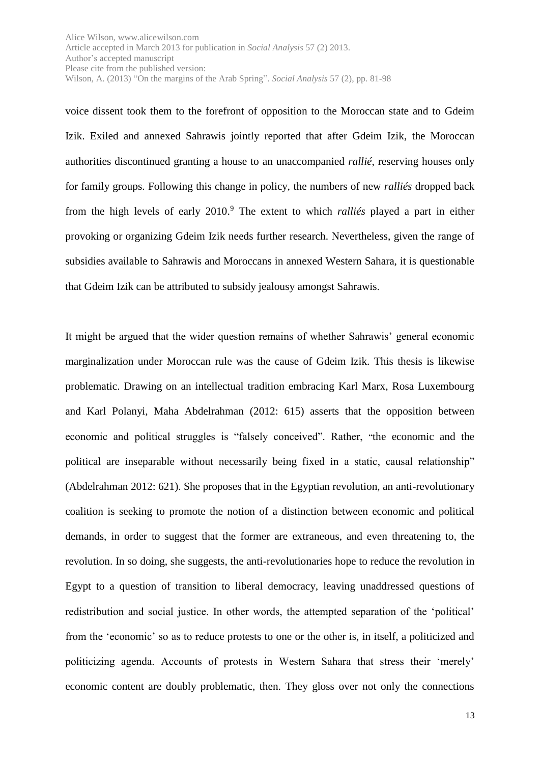voice dissent took them to the forefront of opposition to the Moroccan state and to Gdeim Izik. Exiled and annexed Sahrawis jointly reported that after Gdeim Izik, the Moroccan authorities discontinued granting a house to an unaccompanied *rallié*, reserving houses only for family groups. Following this change in policy, the numbers of new *ralliés* dropped back from the high levels of early 2010.[9] The extent to which *ralliés* played a part in either provoking or organizing Gdeim Izik needs further research. Nevertheless, given the range of subsidies available to Sahrawis and Moroccans in annexed Western Sahara, it is questionable that Gdeim Izik can be attributed to subsidy jealousy amongst Sahrawis.

It might be argued that the wider question remains of whether Sahrawis' general economic marginalization under Moroccan rule was the cause of Gdeim Izik. This thesis is likewise problematic. Drawing on an intellectual tradition embracing Karl Marx, Rosa Luxembourg and Karl Polanyi, Maha Abdelrahman (2012: 615) asserts that the opposition between economic and political struggles is "falsely conceived". Rather, "the economic and the political are inseparable without necessarily being fixed in a static, causal relationship" (Abdelrahman 2012: 621). She proposes that in the Egyptian revolution, an anti-revolutionary coalition is seeking to promote the notion of a distinction between economic and political demands, in order to suggest that the former are extraneous, and even threatening to, the revolution. In so doing, she suggests, the anti-revolutionaries hope to reduce the revolution in Egypt to a question of transition to liberal democracy, leaving unaddressed questions of redistribution and social justice. In other words, the attempted separation of the 'political' from the 'economic' so as to reduce protests to one or the other is, in itself, a politicized and politicizing agenda. Accounts of protests in Western Sahara that stress their 'merely' economic content are doubly problematic, then. They gloss over not only the connections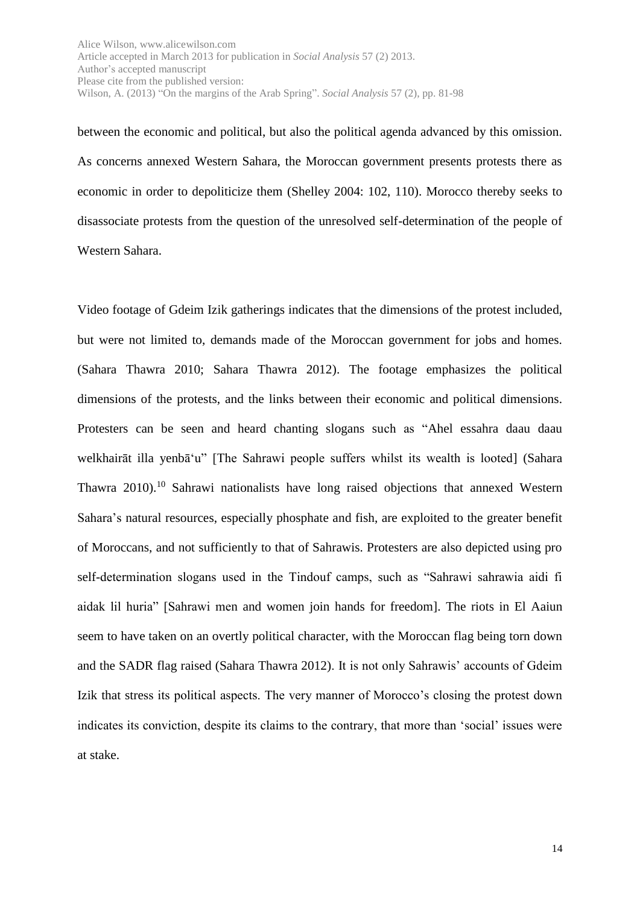between the economic and political, but also the political agenda advanced by this omission. As concerns annexed Western Sahara, the Moroccan government presents protests there as economic in order to depoliticize them (Shelley 2004: 102, 110). Morocco thereby seeks to disassociate protests from the question of the unresolved self-determination of the people of Western Sahara.

Video footage of Gdeim Izik gatherings indicates that the dimensions of the protest included, but were not limited to, demands made of the Moroccan government for jobs and homes. (Sahara Thawra 2010; Sahara Thawra 2012). The footage emphasizes the political dimensions of the protests, and the links between their economic and political dimensions. Protesters can be seen and heard chanting slogans such as "Ahel essahra daau daau welkhairāt illa yenbā'u" [The Sahrawi people suffers whilst its wealth is looted] (Sahara Thawra 2010).[10] Sahrawi nationalists have long raised objections that annexed Western Sahara's natural resources, especially phosphate and fish, are exploited to the greater benefit of Moroccans, and not sufficiently to that of Sahrawis. Protesters are also depicted using pro self-determination slogans used in the Tindouf camps, such as "Sahrawi sahrawia aidi fi aidak lil huria" [Sahrawi men and women join hands for freedom]. The riots in El Aaiun seem to have taken on an overtly political character, with the Moroccan flag being torn down and the SADR flag raised (Sahara Thawra 2012). It is not only Sahrawis' accounts of Gdeim Izik that stress its political aspects. The very manner of Morocco's closing the protest down indicates its conviction, despite its claims to the contrary, that more than 'social' issues were at stake.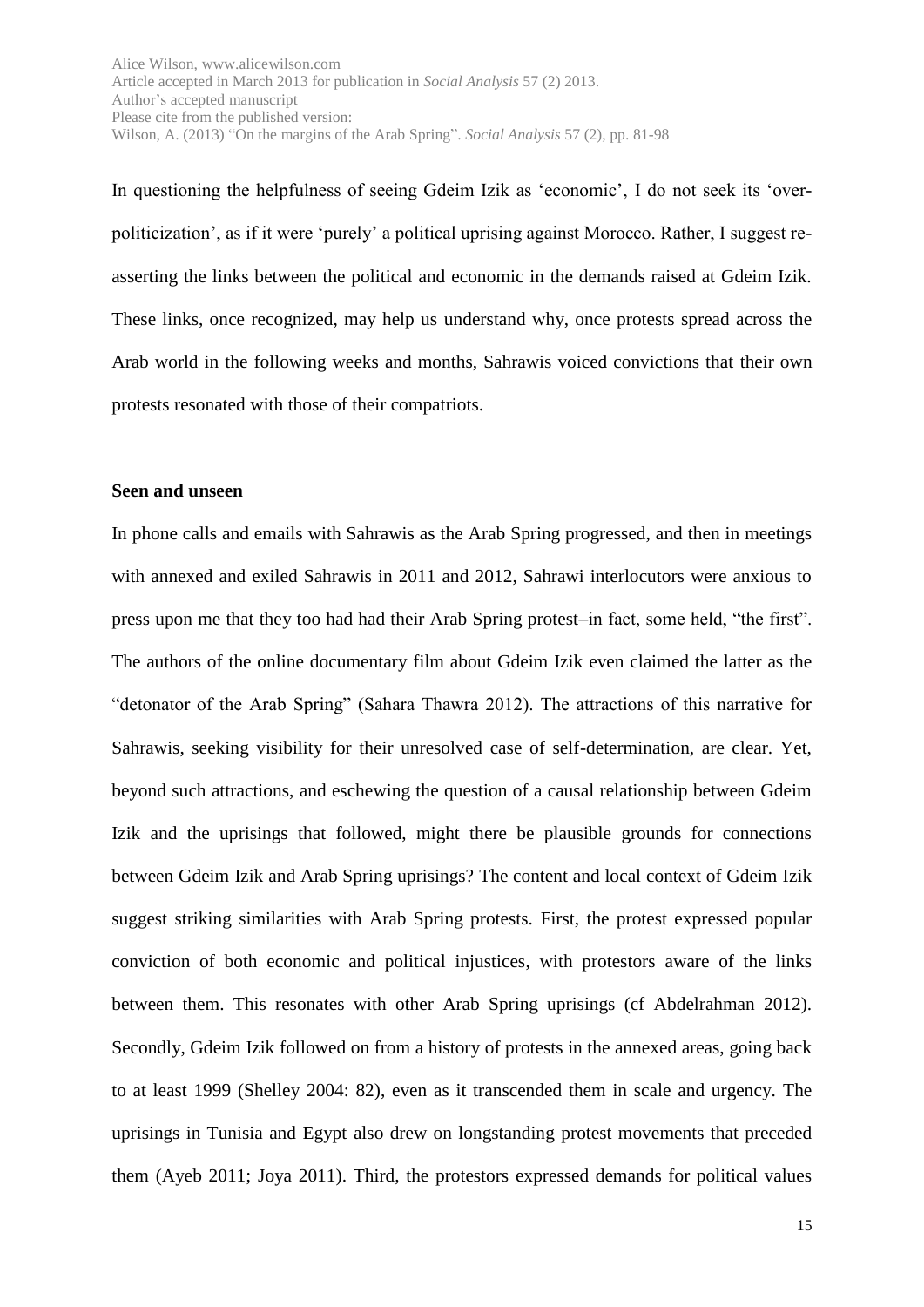In questioning the helpfulness of seeing Gdeim Izik as 'economic', I do not seek its 'over-politicization', as if it were 'purely' a political uprising against Morocco. Rather, I suggest re-asserting the links between the political and economic in the demands raised at Gdeim Izik. These links, once recognized, may help us understand why, once protests spread across the Arab world in the following weeks and months, Sahrawis voiced convictions that their own protests resonated with those of their compatriots.

**Seen and unseen**

In phone calls and emails with Sahrawis as the Arab Spring progressed, and then in meetings with annexed and exiled Sahrawis in 2011 and 2012, Sahrawi interlocutors were anxious to press upon me that they too had had their Arab Spring protest–in fact, some held, "the first". The authors of the online documentary film about Gdeim Izik even claimed the latter as the "detonator of the Arab Spring" (Sahara Thawra 2012). The attractions of this narrative for Sahrawis, seeking visibility for their unresolved case of self-determination, are clear. Yet, beyond such attractions, and eschewing the question of a causal relationship between Gdeim Izik and the uprisings that followed, might there be plausible grounds for connections between Gdeim Izik and Arab Spring uprisings? The content and local context of Gdeim Izik suggest striking similarities with Arab Spring protests. First, the protest expressed popular conviction of both economic and political injustices, with protestors aware of the links between them. This resonates with other Arab Spring uprisings (cf Abdelrahman 2012). Secondly, Gdeim Izik followed on from a history of protests in the annexed areas, going back to at least 1999 (Shelley 2004: 82), even as it transcended them in scale and urgency. The uprisings in Tunisia and Egypt also drew on longstanding protest movements that preceded them (Ayeb 2011; Joya 2011). Third, the protestors expressed demands for political values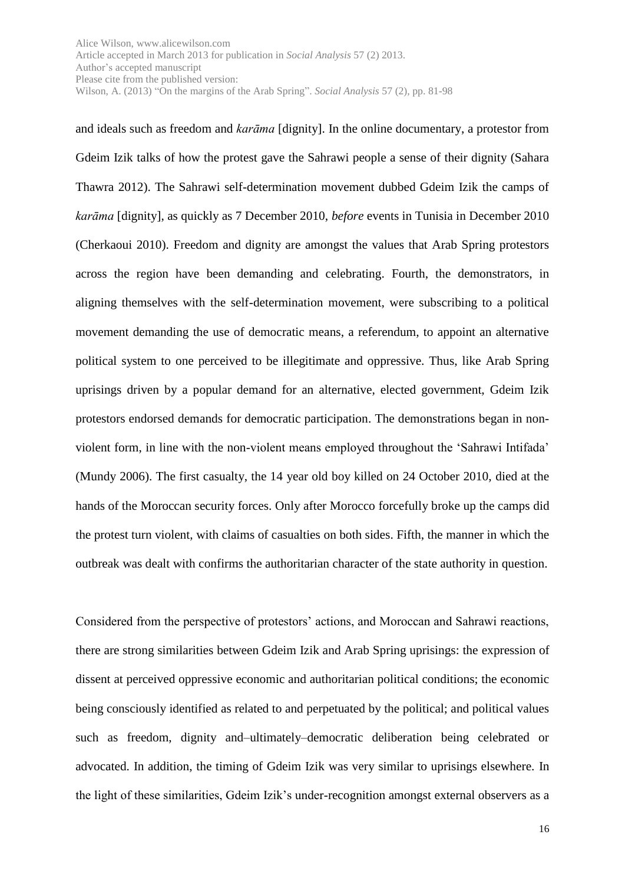and ideals such as freedom and *karāma* [dignity]. In the online documentary, a protestor from Gdeim Izik talks of how the protest gave the Sahrawi people a sense of their dignity (Sahara Thawra 2012). The Sahrawi self-determination movement dubbed Gdeim Izik the camps of *karāma* [dignity], as quickly as 7 December 2010, *before* events in Tunisia in December 2010 (Cherkaoui 2010). Freedom and dignity are amongst the values that Arab Spring protestors across the region have been demanding and celebrating. Fourth, the demonstrators, in aligning themselves with the self-determination movement, were subscribing to a political movement demanding the use of democratic means, a referendum, to appoint an alternative political system to one perceived to be illegitimate and oppressive. Thus, like Arab Spring uprisings driven by a popular demand for an alternative, elected government, Gdeim Izik protestors endorsed demands for democratic participation. The demonstrations began in non-violent form, in line with the non-violent means employed throughout the 'Sahrawi Intifada' (Mundy 2006). The first casualty, the 14 year old boy killed on 24 October 2010, died at the hands of the Moroccan security forces. Only after Morocco forcefully broke up the camps did the protest turn violent, with claims of casualties on both sides. Fifth, the manner in which the outbreak was dealt with confirms the authoritarian character of the state authority in question.

Considered from the perspective of protestors' actions, and Moroccan and Sahrawi reactions, there are strong similarities between Gdeim Izik and Arab Spring uprisings: the expression of dissent at perceived oppressive economic and authoritarian political conditions; the economic being consciously identified as related to and perpetuated by the political; and political values such as freedom, dignity and–ultimately–democratic deliberation being celebrated or advocated. In addition, the timing of Gdeim Izik was very similar to uprisings elsewhere. In the light of these similarities, Gdeim Izik's under-recognition amongst external observers as a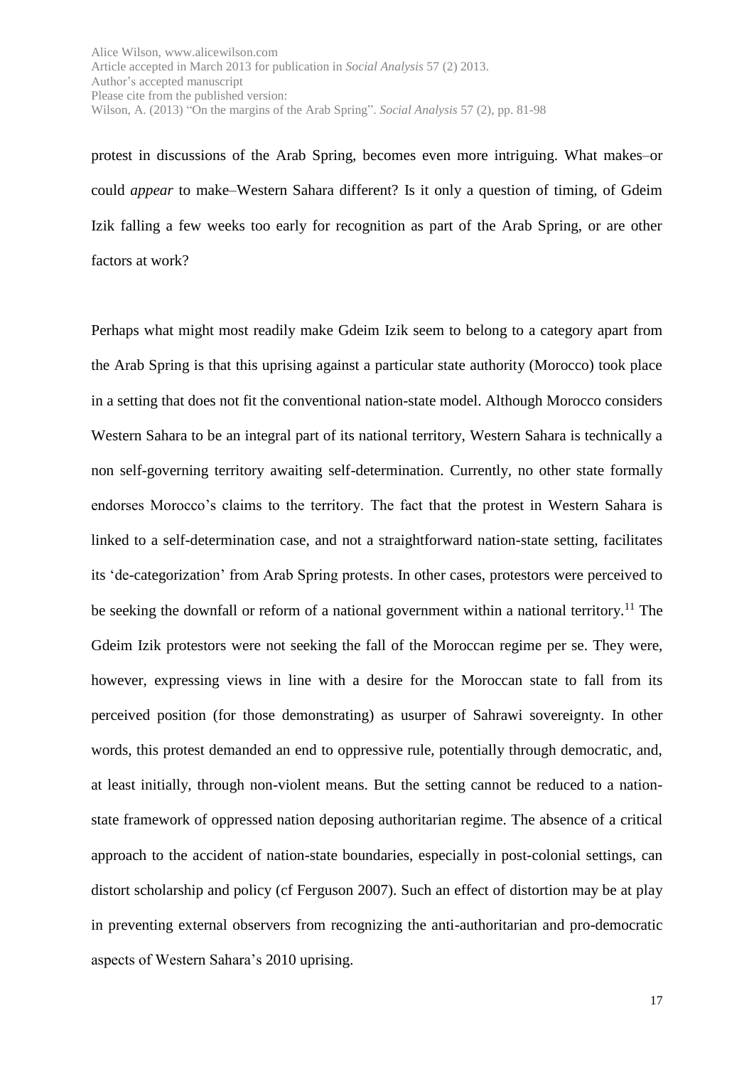protest in discussions of the Arab Spring, becomes even more intriguing. What makes–or could *appear* to make–Western Sahara different? Is it only a question of timing, of Gdeim Izik falling a few weeks too early for recognition as part of the Arab Spring, or are other factors at work?

Perhaps what might most readily make Gdeim Izik seem to belong to a category apart from the Arab Spring is that this uprising against a particular state authority (Morocco) took place in a setting that does not fit the conventional nation-state model. Although Morocco considers Western Sahara to be an integral part of its national territory, Western Sahara is technically a non self-governing territory awaiting self-determination. Currently, no other state formally endorses Morocco's claims to the territory. The fact that the protest in Western Sahara is linked to a self-determination case, and not a straightforward nation-state setting, facilitates its 'de-categorization' from Arab Spring protests. In other cases, protestors were perceived to be seeking the downfall or reform of a national government within a national territory.[11] The Gdeim Izik protestors were not seeking the fall of the Moroccan regime per se. They were, however, expressing views in line with a desire for the Moroccan state to fall from its perceived position (for those demonstrating) as usurper of Sahrawi sovereignty. In other words, this protest demanded an end to oppressive rule, potentially through democratic, and, at least initially, through non-violent means. But the setting cannot be reduced to a nation-state framework of oppressed nation deposing authoritarian regime. The absence of a critical approach to the accident of nation-state boundaries, especially in post-colonial settings, can distort scholarship and policy (cf Ferguson 2007). Such an effect of distortion may be at play in preventing external observers from recognizing the anti-authoritarian and pro-democratic aspects of Western Sahara's 2010 uprising.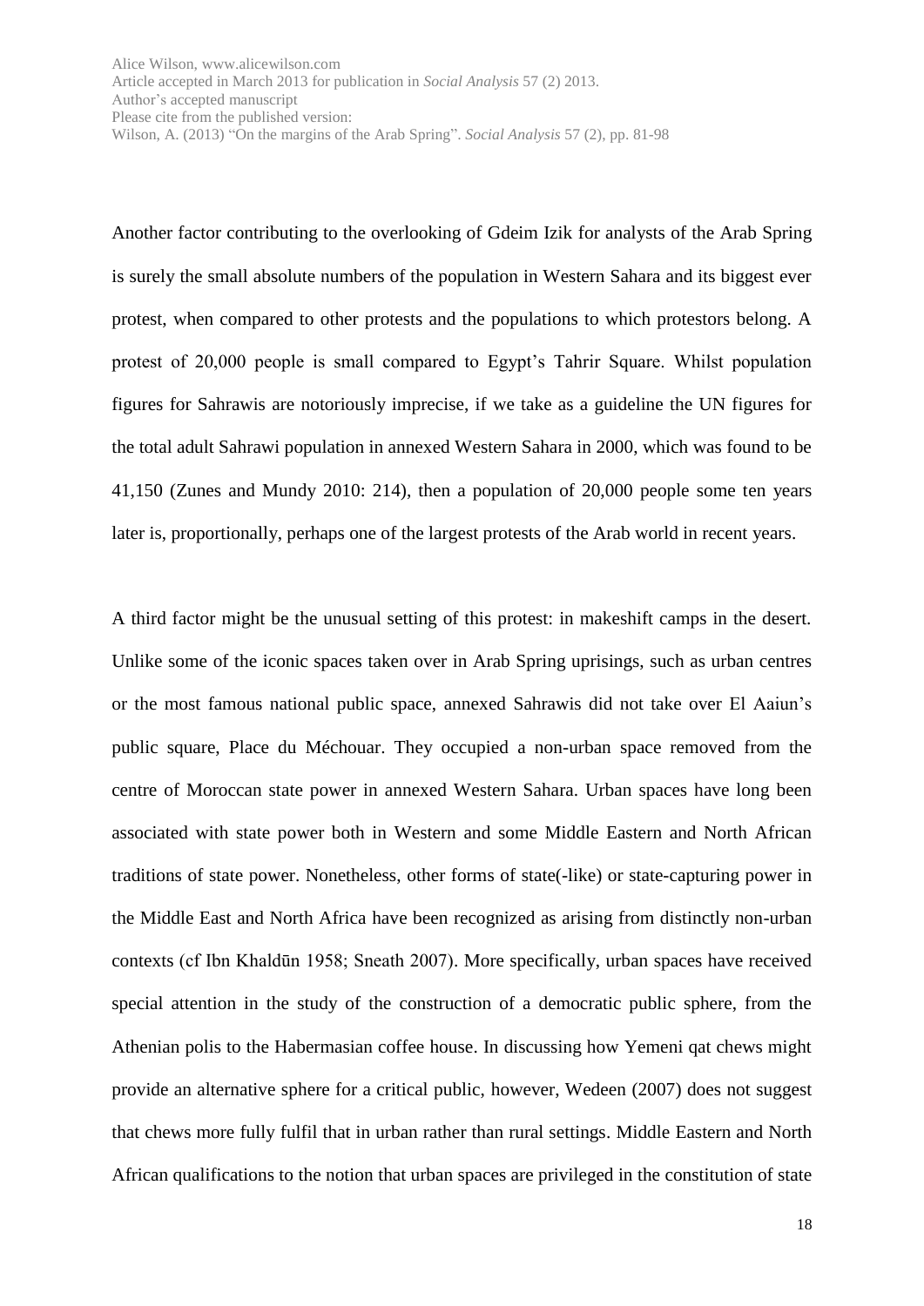Another factor contributing to the overlooking of Gdeim Izik for analysts of the Arab Spring is surely the small absolute numbers of the population in Western Sahara and its biggest ever protest, when compared to other protests and the populations to which protestors belong. A protest of 20,000 people is small compared to Egypt's Tahrir Square. Whilst population figures for Sahrawis are notoriously imprecise, if we take as a guideline the UN figures for the total adult Sahrawi population in annexed Western Sahara in 2000, which was found to be 41,150 (Zunes and Mundy 2010: 214), then a population of 20,000 people some ten years later is, proportionally, perhaps one of the largest protests of the Arab world in recent years.

A third factor might be the unusual setting of this protest: in makeshift camps in the desert. Unlike some of the iconic spaces taken over in Arab Spring uprisings, such as urban centres or the most famous national public space, annexed Sahrawis did not take over El Aaiun's public square, Place du Méchouar. They occupied a non-urban space removed from the centre of Moroccan state power in annexed Western Sahara. Urban spaces have long been associated with state power both in Western and some Middle Eastern and North African traditions of state power. Nonetheless, other forms of state(-like) or state-capturing power in the Middle East and North Africa have been recognized as arising from distinctly non-urban contexts (cf Ibn Khaldūn 1958; Sneath 2007). More specifically, urban spaces have received special attention in the study of the construction of a democratic public sphere, from the Athenian polis to the Habermasian coffee house. In discussing how Yemeni qat chews might provide an alternative sphere for a critical public, however, Wedeen (2007) does not suggest that chews more fully fulfil that in urban rather than rural settings. Middle Eastern and North African qualifications to the notion that urban spaces are privileged in the constitution of state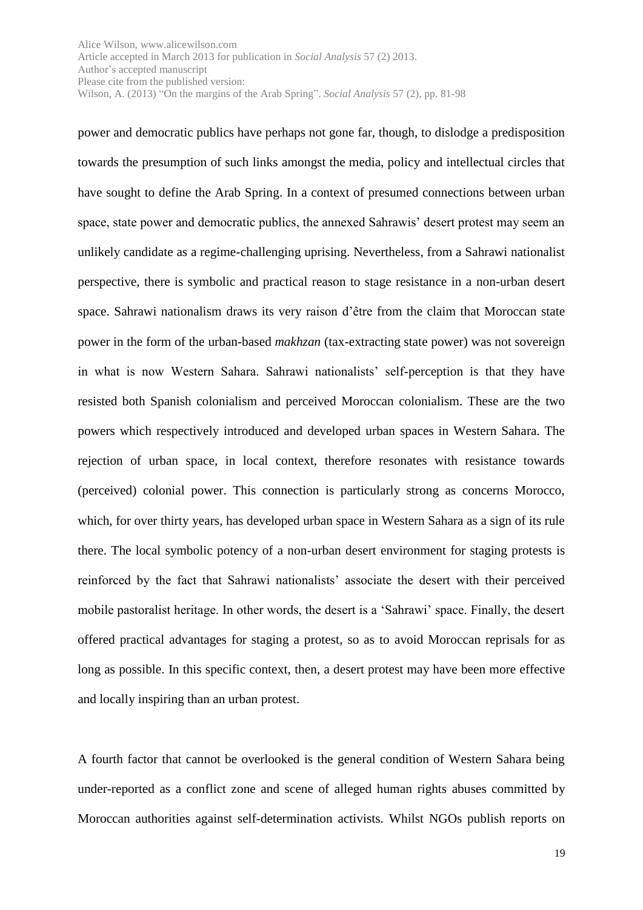power and democratic publics have perhaps not gone far, though, to dislodge a predisposition towards the presumption of such links amongst the media, policy and intellectual circles that have sought to define the Arab Spring. In a context of presumed connections between urban space, state power and democratic publics, the annexed Sahrawis' desert protest may seem an unlikely candidate as a regime-challenging uprising. Nevertheless, from a Sahrawi nationalist perspective, there is symbolic and practical reason to stage resistance in a non-urban desert space. Sahrawi nationalism draws its very raison d'être from the claim that Moroccan state power in the form of the urban-based *makhzan* (tax-extracting state power) was not sovereign in what is now Western Sahara. Sahrawi nationalists' self-perception is that they have resisted both Spanish colonialism and perceived Moroccan colonialism. These are the two powers which respectively introduced and developed urban spaces in Western Sahara. The rejection of urban space, in local context, therefore resonates with resistance towards (perceived) colonial power. This connection is particularly strong as concerns Morocco, which, for over thirty years, has developed urban space in Western Sahara as a sign of its rule there. The local symbolic potency of a non-urban desert environment for staging protests is reinforced by the fact that Sahrawi nationalists' associate the desert with their perceived mobile pastoralist heritage. In other words, the desert is a 'Sahrawi' space. Finally, the desert offered practical advantages for staging a protest, so as to avoid Moroccan reprisals for as long as possible. In this specific context, then, a desert protest may have been more effective and locally inspiring than an urban protest.

A fourth factor that cannot be overlooked is the general condition of Western Sahara being under-reported as a conflict zone and scene of alleged human rights abuses committed by Moroccan authorities against self-determination activists. Whilst NGOs publish reports on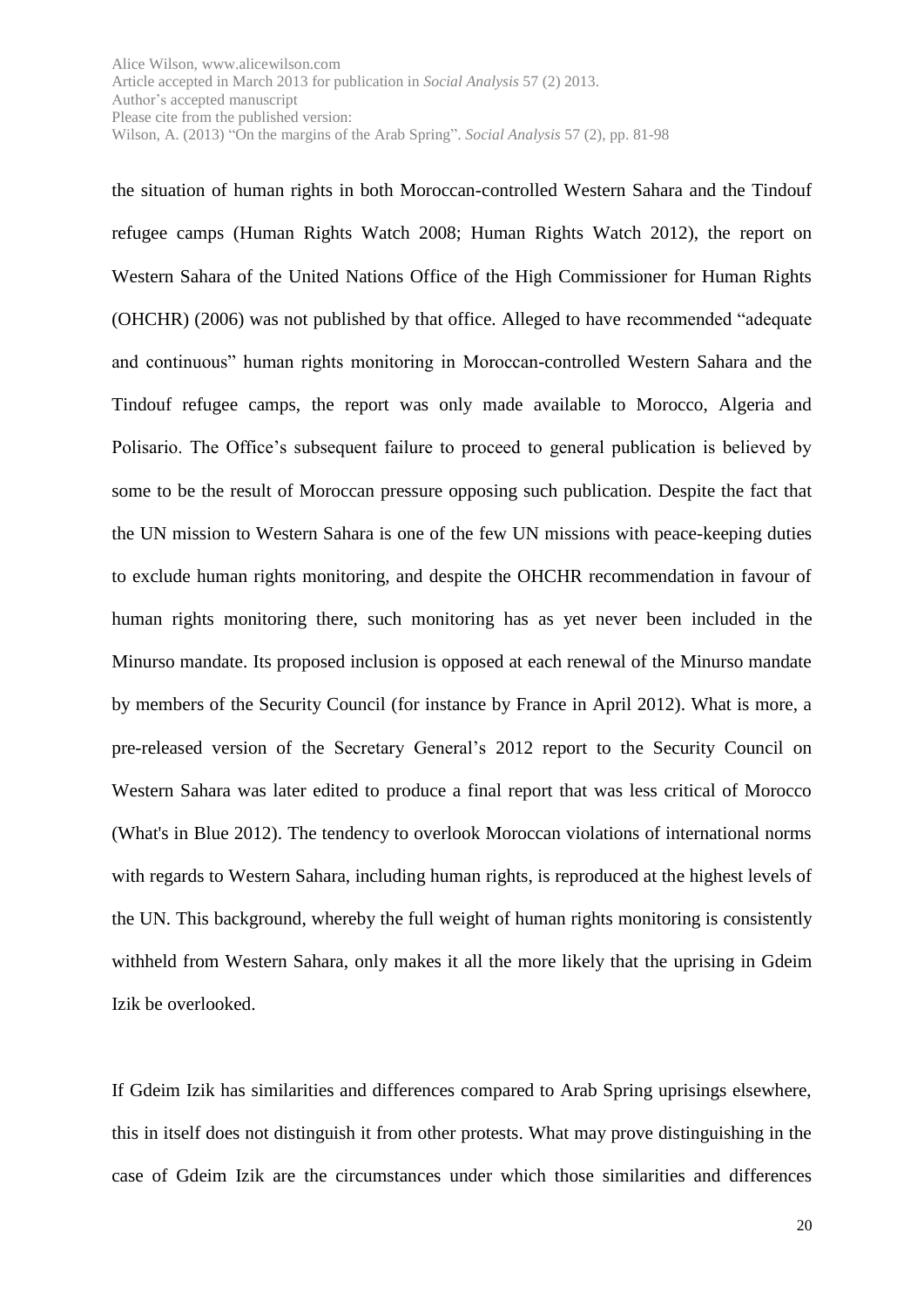the situation of human rights in both Moroccan-controlled Western Sahara and the Tindouf refugee camps (Human Rights Watch 2008; Human Rights Watch 2012), the report on Western Sahara of the United Nations Office of the High Commissioner for Human Rights (OHCHR) (2006) was not published by that office. Alleged to have recommended "adequate and continuous" human rights monitoring in Moroccan-controlled Western Sahara and the Tindouf refugee camps, the report was only made available to Morocco, Algeria and Polisario. The Office's subsequent failure to proceed to general publication is believed by some to be the result of Moroccan pressure opposing such publication. Despite the fact that the UN mission to Western Sahara is one of the few UN missions with peace-keeping duties to exclude human rights monitoring, and despite the OHCHR recommendation in favour of human rights monitoring there, such monitoring has as yet never been included in the Minurso mandate. Its proposed inclusion is opposed at each renewal of the Minurso mandate by members of the Security Council (for instance by France in April 2012). What is more, a pre-released version of the Secretary General's 2012 report to the Security Council on Western Sahara was later edited to produce a final report that was less critical of Morocco (What's in Blue 2012). The tendency to overlook Moroccan violations of international norms with regards to Western Sahara, including human rights, is reproduced at the highest levels of the UN. This background, whereby the full weight of human rights monitoring is consistently withheld from Western Sahara, only makes it all the more likely that the uprising in Gdeim Izik be overlooked.

If Gdeim Izik has similarities and differences compared to Arab Spring uprisings elsewhere, this in itself does not distinguish it from other protests. What may prove distinguishing in the case of Gdeim Izik are the circumstances under which those similarities and differences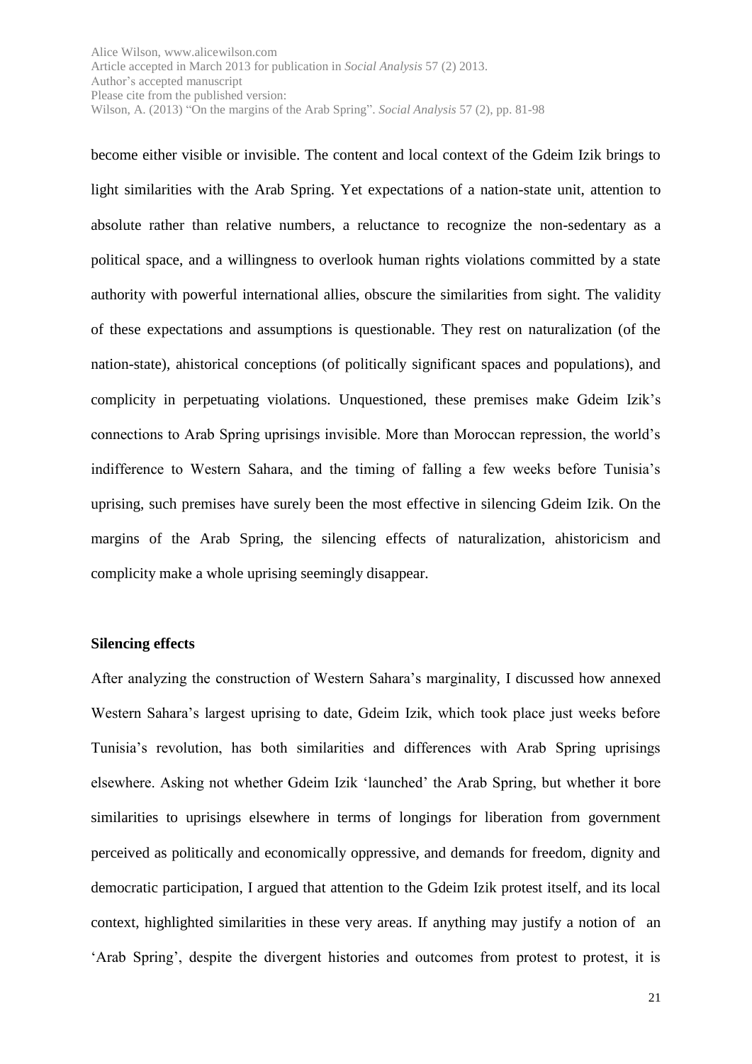become either visible or invisible. The content and local context of the Gdeim Izik brings to light similarities with the Arab Spring. Yet expectations of a nation-state unit, attention to absolute rather than relative numbers, a reluctance to recognize the non-sedentary as a political space, and a willingness to overlook human rights violations committed by a state authority with powerful international allies, obscure the similarities from sight. The validity of these expectations and assumptions is questionable. They rest on naturalization (of the nation-state), ahistorical conceptions (of politically significant spaces and populations), and complicity in perpetuating violations. Unquestioned, these premises make Gdeim Izik's connections to Arab Spring uprisings invisible. More than Moroccan repression, the world's indifference to Western Sahara, and the timing of falling a few weeks before Tunisia's uprising, such premises have surely been the most effective in silencing Gdeim Izik. On the margins of the Arab Spring, the silencing effects of naturalization, ahistoricism and complicity make a whole uprising seemingly disappear.

**Silencing effects**

After analyzing the construction of Western Sahara's marginality, I discussed how annexed Western Sahara's largest uprising to date, Gdeim Izik, which took place just weeks before Tunisia's revolution, has both similarities and differences with Arab Spring uprisings elsewhere. Asking not whether Gdeim Izik 'launched' the Arab Spring, but whether it bore similarities to uprisings elsewhere in terms of longings for liberation from government perceived as politically and economically oppressive, and demands for freedom, dignity and democratic participation, I argued that attention to the Gdeim Izik protest itself, and its local context, highlighted similarities in these very areas. If anything may justify a notion of an 'Arab Spring', despite the divergent histories and outcomes from protest to protest, it is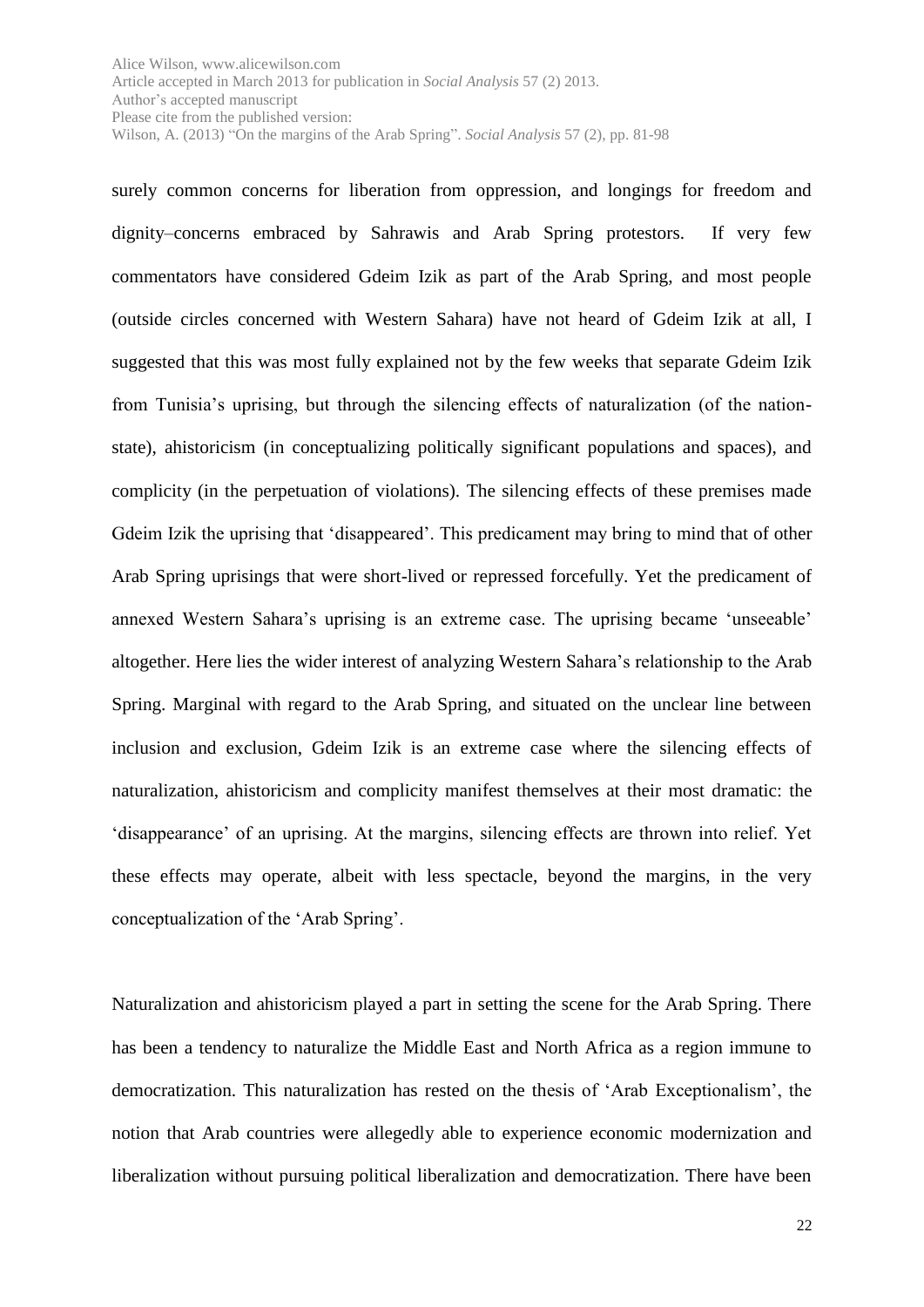surely common concerns for liberation from oppression, and longings for freedom and dignity–concerns embraced by Sahrawis and Arab Spring protestors. If very few commentators have considered Gdeim Izik as part of the Arab Spring, and most people (outside circles concerned with Western Sahara) have not heard of Gdeim Izik at all, I suggested that this was most fully explained not by the few weeks that separate Gdeim Izik from Tunisia's uprising, but through the silencing effects of naturalization (of the nation-state), ahistoricism (in conceptualizing politically significant populations and spaces), and complicity (in the perpetuation of violations). The silencing effects of these premises made Gdeim Izik the uprising that 'disappeared'. This predicament may bring to mind that of other Arab Spring uprisings that were short-lived or repressed forcefully. Yet the predicament of annexed Western Sahara's uprising is an extreme case. The uprising became 'unseeable' altogether. Here lies the wider interest of analyzing Western Sahara's relationship to the Arab Spring. Marginal with regard to the Arab Spring, and situated on the unclear line between inclusion and exclusion, Gdeim Izik is an extreme case where the silencing effects of naturalization, ahistoricism and complicity manifest themselves at their most dramatic: the 'disappearance' of an uprising. At the margins, silencing effects are thrown into relief. Yet these effects may operate, albeit with less spectacle, beyond the margins, in the very conceptualization of the 'Arab Spring'.

Naturalization and ahistoricism played a part in setting the scene for the Arab Spring. There has been a tendency to naturalize the Middle East and North Africa as a region immune to democratization. This naturalization has rested on the thesis of 'Arab Exceptionalism', the notion that Arab countries were allegedly able to experience economic modernization and liberalization without pursuing political liberalization and democratization. There have been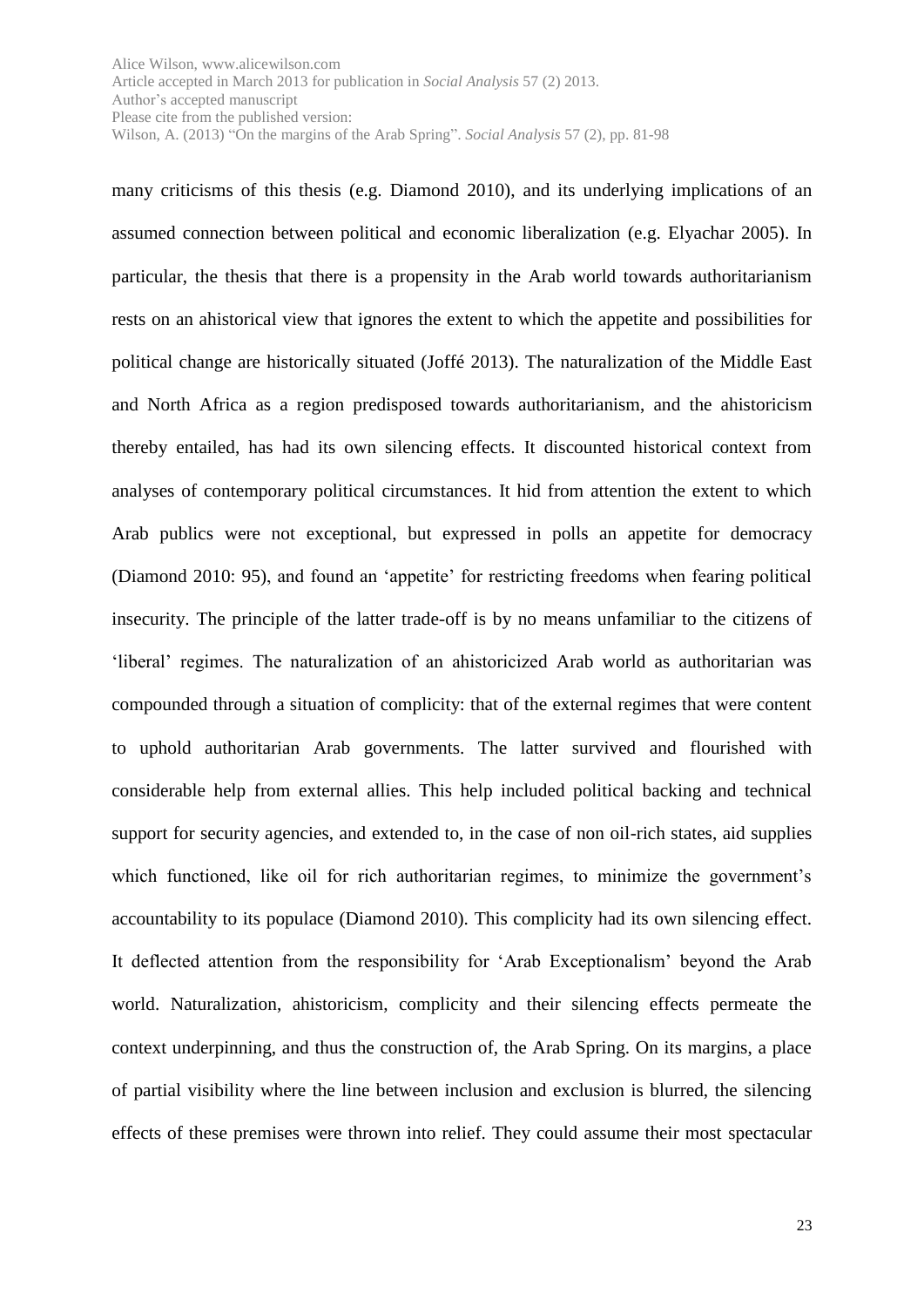many criticisms of this thesis (e.g. Diamond 2010), and its underlying implications of an assumed connection between political and economic liberalization (e.g. Elyachar 2005). In particular, the thesis that there is a propensity in the Arab world towards authoritarianism rests on an ahistorical view that ignores the extent to which the appetite and possibilities for political change are historically situated (Joffé 2013). The naturalization of the Middle East and North Africa as a region predisposed towards authoritarianism, and the ahistoricism thereby entailed, has had its own silencing effects. It discounted historical context from analyses of contemporary political circumstances. It hid from attention the extent to which Arab publics were not exceptional, but expressed in polls an appetite for democracy (Diamond 2010: 95), and found an 'appetite' for restricting freedoms when fearing political insecurity. The principle of the latter trade-off is by no means unfamiliar to the citizens of 'liberal' regimes. The naturalization of an ahistoricized Arab world as authoritarian was compounded through a situation of complicity: that of the external regimes that were content to uphold authoritarian Arab governments. The latter survived and flourished with considerable help from external allies. This help included political backing and technical support for security agencies, and extended to, in the case of non oil-rich states, aid supplies which functioned, like oil for rich authoritarian regimes, to minimize the government's accountability to its populace (Diamond 2010). This complicity had its own silencing effect. It deflected attention from the responsibility for 'Arab Exceptionalism' beyond the Arab world. Naturalization, ahistoricism, complicity and their silencing effects permeate the context underpinning, and thus the construction of, the Arab Spring. On its margins, a place of partial visibility where the line between inclusion and exclusion is blurred, the silencing effects of these premises were thrown into relief. They could assume their most spectacular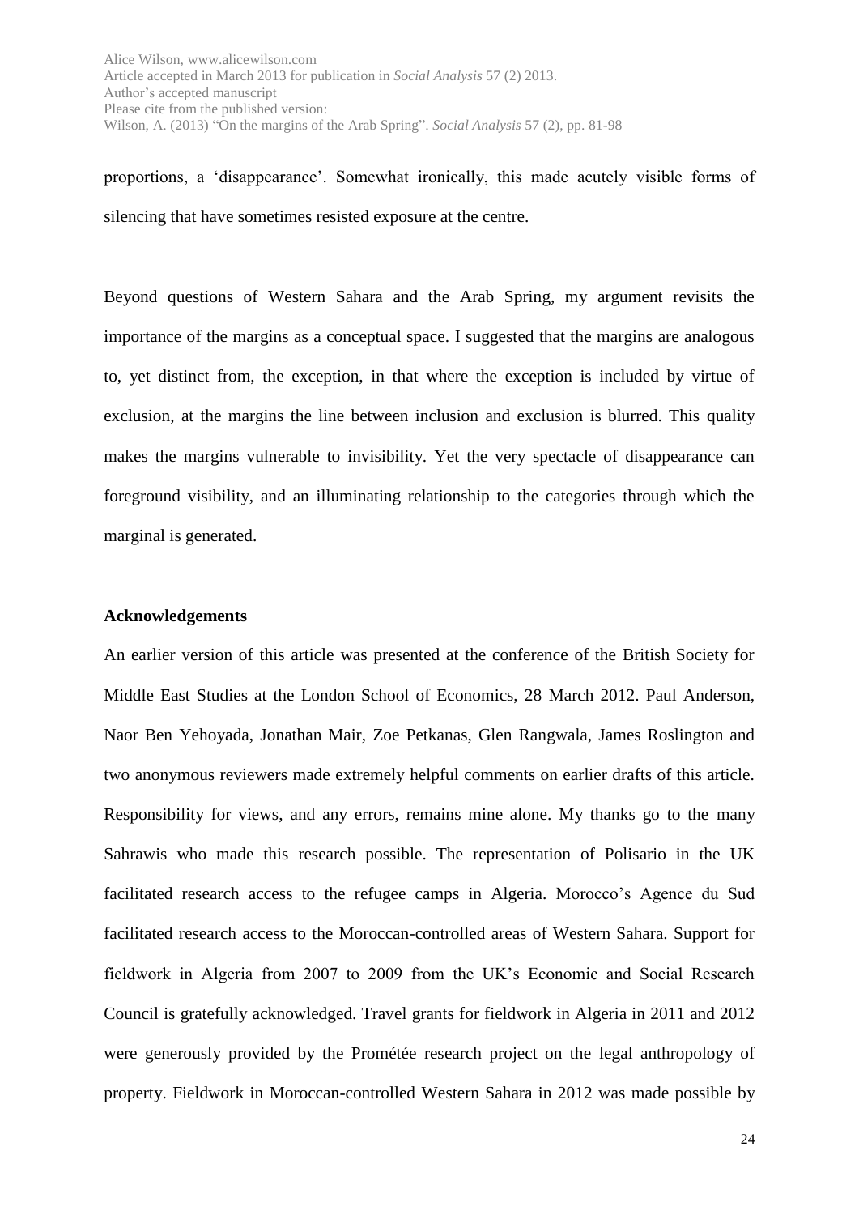proportions, a 'disappearance'. Somewhat ironically, this made acutely visible forms of silencing that have sometimes resisted exposure at the centre.

Beyond questions of Western Sahara and the Arab Spring, my argument revisits the importance of the margins as a conceptual space. I suggested that the margins are analogous to, yet distinct from, the exception, in that where the exception is included by virtue of exclusion, at the margins the line between inclusion and exclusion is blurred. This quality makes the margins vulnerable to invisibility. Yet the very spectacle of disappearance can foreground visibility, and an illuminating relationship to the categories through which the marginal is generated.

**Acknowledgements**

An earlier version of this article was presented at the conference of the British Society for Middle East Studies at the London School of Economics, 28 March 2012. Paul Anderson, Naor Ben Yehoyada, Jonathan Mair, Zoe Petkanas, Glen Rangwala, James Roslington and two anonymous reviewers made extremely helpful comments on earlier drafts of this article. Responsibility for views, and any errors, remains mine alone. My thanks go to the many Sahrawis who made this research possible. The representation of Polisario in the UK facilitated research access to the refugee camps in Algeria. Morocco's Agence du Sud facilitated research access to the Moroccan-controlled areas of Western Sahara. Support for fieldwork in Algeria from 2007 to 2009 from the UK's Economic and Social Research Council is gratefully acknowledged. Travel grants for fieldwork in Algeria in 2011 and 2012 were generously provided by the Prométée research project on the legal anthropology of property. Fieldwork in Moroccan-controlled Western Sahara in 2012 was made possible by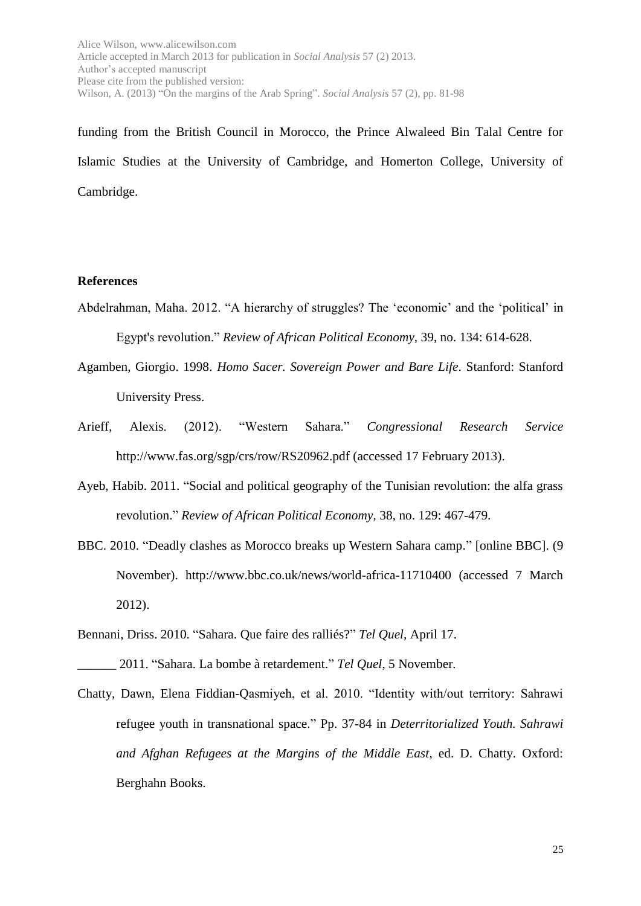funding from the British Council in Morocco, the Prince Alwaleed Bin Talal Centre for Islamic Studies at the University of Cambridge, and Homerton College, University of Cambridge.

## References

Abdelrahman, Maha. 2012. "A hierarchy of struggles? The 'economic' and the 'political' in Egypt's revolution." *Review of African Political Economy*, 39, no. 134: 614-628.

Agamben, Giorgio. 1998. *Homo Sacer. Sovereign Power and Bare Life*. Stanford: Stanford University Press.

Arieff, Alexis. (2012). "Western Sahara." *Congressional Research Service* http://www.fas.org/sgp/crs/row/RS20962.pdf (accessed 17 February 2013).

Ayeb, Habib. 2011. "Social and political geography of the Tunisian revolution: the alfa grass revolution." *Review of African Political Economy*, 38, no. 129: 467-479.

BBC. 2010. "Deadly clashes as Morocco breaks up Western Sahara camp." [online BBC]. (9 November). http://www.bbc.co.uk/news/world-africa-11710400 (accessed 7 March 2012).

Bennani, Driss. 2010. "Sahara. Que faire des ralliés?" *Tel Quel*, April 17.

______ 2011. "Sahara. La bombe à retardement." *Tel Quel*, 5 November.

Chatty, Dawn, Elena Fiddian-Qasmiyeh, et al. 2010. "Identity with/out territory: Sahrawi refugee youth in transnational space." Pp. 37-84 in *Deterritorialized Youth. Sahrawi and Afghan Refugees at the Margins of the Middle East*, ed. D. Chatty. Oxford: Berghahn Books.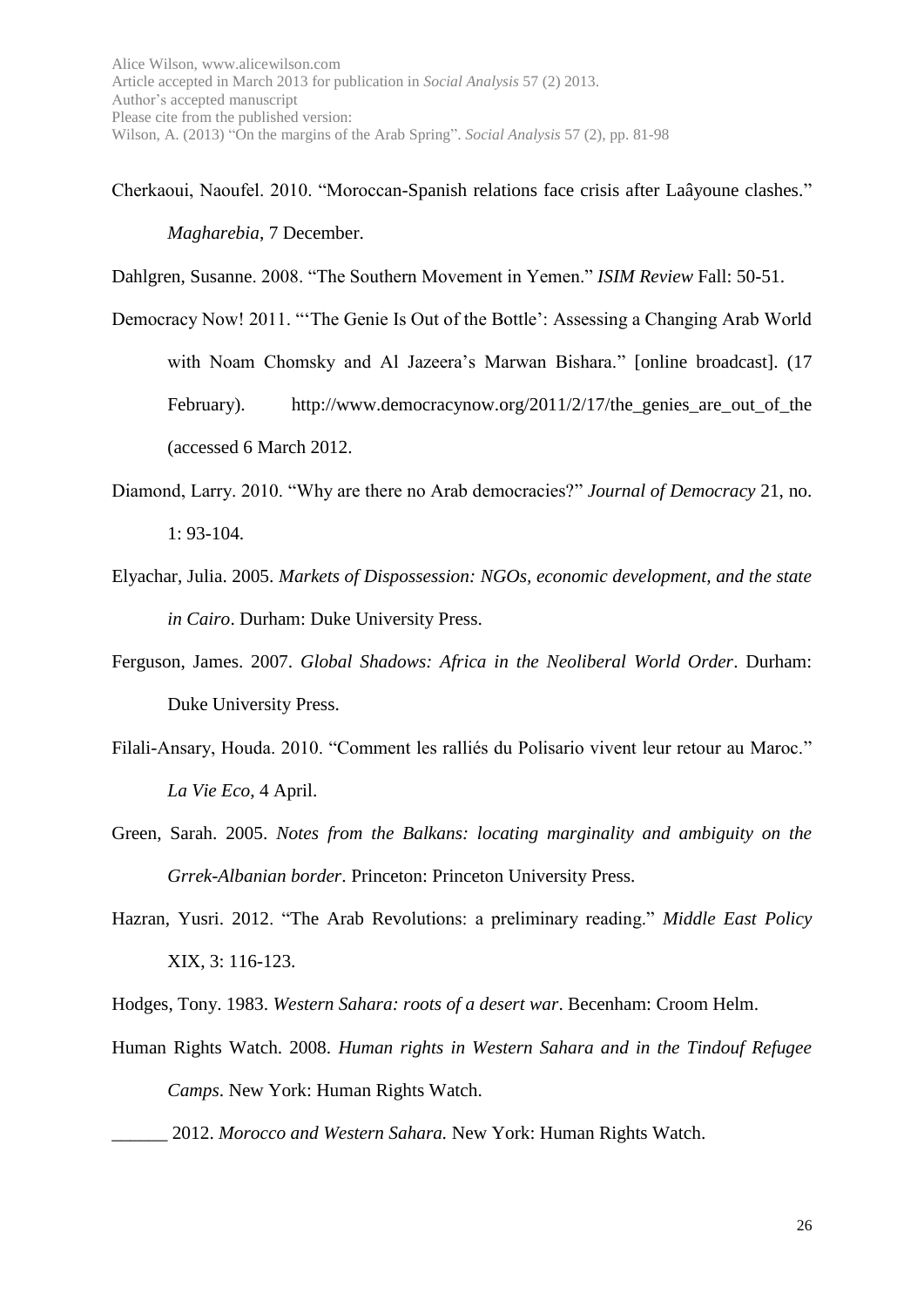Cherkaoui, Naoufel. 2010. "Moroccan-Spanish relations face crisis after Laâyoune clashes." *Magharebia*, 7 December.

Dahlgren, Susanne. 2008. "The Southern Movement in Yemen." *ISIM Review* Fall: 50-51.

Democracy Now! 2011. "'The Genie Is Out of the Bottle': Assessing a Changing Arab World with Noam Chomsky and Al Jazeera's Marwan Bishara." [online broadcast]. (17 February). http://www.democracynow.org/2011/2/17/the_genies_are_out_of_the (accessed 6 March 2012.

Diamond, Larry. 2010. "Why are there no Arab democracies?" *Journal of Democracy* 21, no. 1: 93-104.

Elyachar, Julia. 2005. *Markets of Dispossession: NGOs, economic development, and the state in Cairo*. Durham: Duke University Press.

Ferguson, James. 2007. *Global Shadows: Africa in the Neoliberal World Order*. Durham: Duke University Press.

Filali-Ansary, Houda. 2010. "Comment les ralliés du Polisario vivent leur retour au Maroc." *La Vie Eco*, 4 April.

Green, Sarah. 2005. *Notes from the Balkans: locating marginality and ambiguity on the Grrek-Albanian border*. Princeton: Princeton University Press.

Hazran, Yusri. 2012. "The Arab Revolutions: a preliminary reading." *Middle East Policy* XIX, 3: 116-123.

Hodges, Tony. 1983. *Western Sahara: roots of a desert war*. Becenham: Croom Helm.

Human Rights Watch. 2008. *Human rights in Western Sahara and in the Tindouf Refugee Camps*. New York: Human Rights Watch.

______ 2012. *Morocco and Western Sahara.* New York: Human Rights Watch.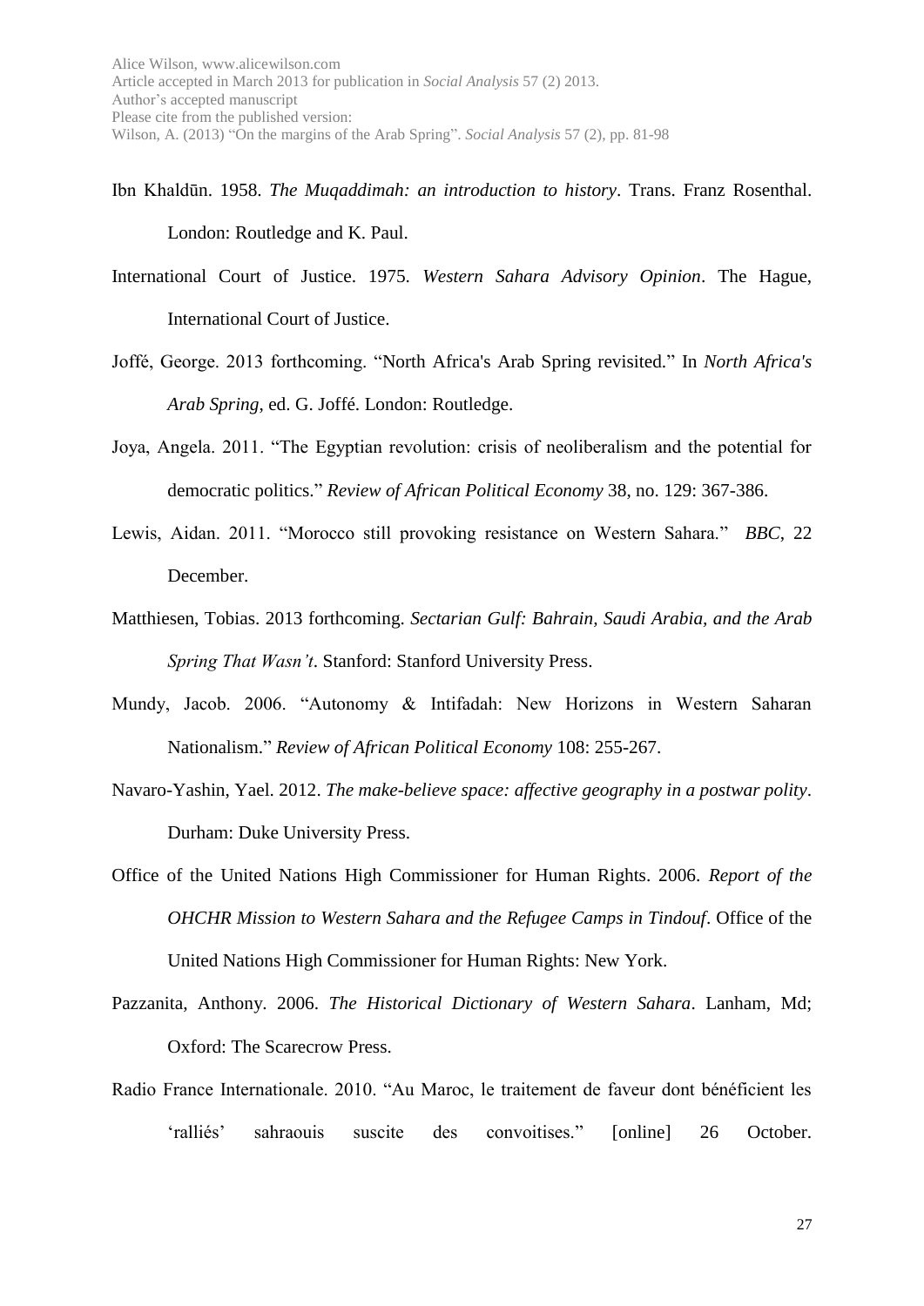Ibn Khaldūn. 1958. *The Muqaddimah: an introduction to history*. Trans. Franz Rosenthal. London: Routledge and K. Paul.

International Court of Justice. 1975. *Western Sahara Advisory Opinion*. The Hague, International Court of Justice.

Joffé, George. 2013 forthcoming. "North Africa's Arab Spring revisited." In *North Africa's Arab Spring*, ed. G. Joffé. London: Routledge.

Joya, Angela. 2011. "The Egyptian revolution: crisis of neoliberalism and the potential for democratic politics." *Review of African Political Economy* 38, no. 129: 367-386.

Lewis, Aidan. 2011. "Morocco still provoking resistance on Western Sahara." *BBC*, 22 December.

Matthiesen, Tobias. 2013 forthcoming. *Sectarian Gulf: Bahrain, Saudi Arabia, and the Arab Spring That Wasn't*. Stanford: Stanford University Press.

Mundy, Jacob. 2006. "Autonomy & Intifadah: New Horizons in Western Saharan Nationalism." *Review of African Political Economy* 108: 255-267.

Navaro-Yashin, Yael. 2012. *The make-believe space: affective geography in a postwar polity*. Durham: Duke University Press.

Office of the United Nations High Commissioner for Human Rights. 2006. *Report of the OHCHR Mission to Western Sahara and the Refugee Camps in Tindouf*. Office of the United Nations High Commissioner for Human Rights: New York.

Pazzanita, Anthony. 2006. *The Historical Dictionary of Western Sahara*. Lanham, Md; Oxford: The Scarecrow Press.

Radio France Internationale. 2010. "Au Maroc, le traitement de faveur dont bénéficient les 'ralliés' sahraouis suscite des convoitises." [online] 26 October.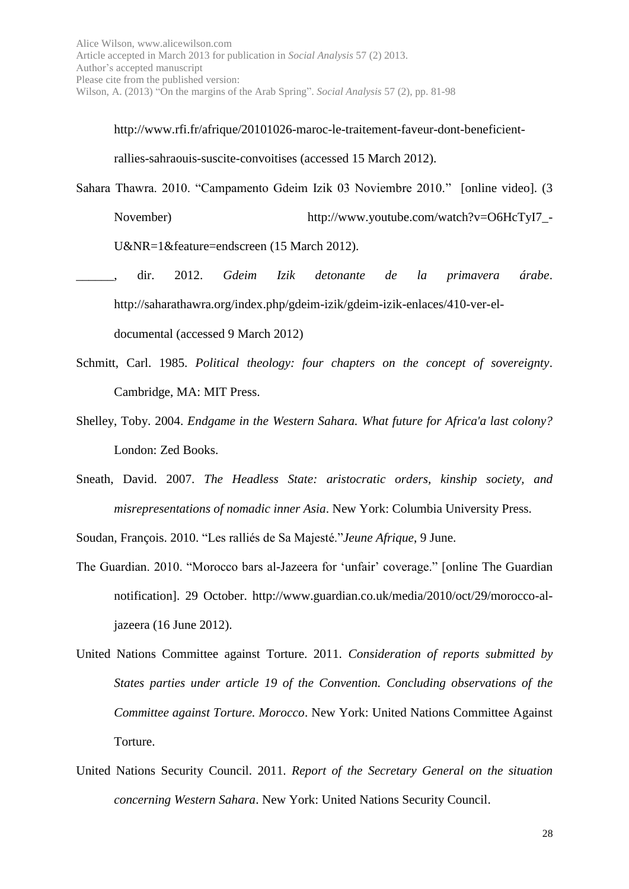http://www.rfi.fr/afrique/20101026-maroc-le-traitement-faveur-dont-beneficient-rallies-sahraouis-suscite-convoitises (accessed 15 March 2012).

Sahara Thawra. 2010. “Campamento Gdeim Izik 03 Noviembre 2010.” [online video]. (3 November) http://www.youtube.com/watch?v=O6HcTyI7_-U&NR=1&feature=endscreen (15 March 2012).

______, dir. 2012. *Gdeim Izik detonante de la primavera árabe*. http://saharathawra.org/index.php/gdeim-izik/gdeim-izik-enlaces/410-ver-el-documental (accessed 9 March 2012)

Schmitt, Carl. 1985. *Political theology: four chapters on the concept of sovereignty*. Cambridge, MA: MIT Press.

Shelley, Toby. 2004. *Endgame in the Western Sahara. What future for Africa'a last colony?* London: Zed Books.

Sneath, David. 2007. *The Headless State: aristocratic orders, kinship society, and misrepresentations of nomadic inner Asia*. New York: Columbia University Press.

Soudan, François. 2010. “Les ralliés de Sa Majesté.”*Jeune Afrique*, 9 June.

The Guardian. 2010. “Morocco bars al-Jazeera for ‘unfair’ coverage.” [online The Guardian notification]. 29 October. http://www.guardian.co.uk/media/2010/oct/29/morocco-al-jazeera (16 June 2012).

United Nations Committee against Torture. 2011. *Consideration of reports submitted by States parties under article 19 of the Convention. Concluding observations of the Committee against Torture. Morocco*. New York: United Nations Committee Against Torture.

United Nations Security Council. 2011. *Report of the Secretary General on the situation concerning Western Sahara*. New York: United Nations Security Council.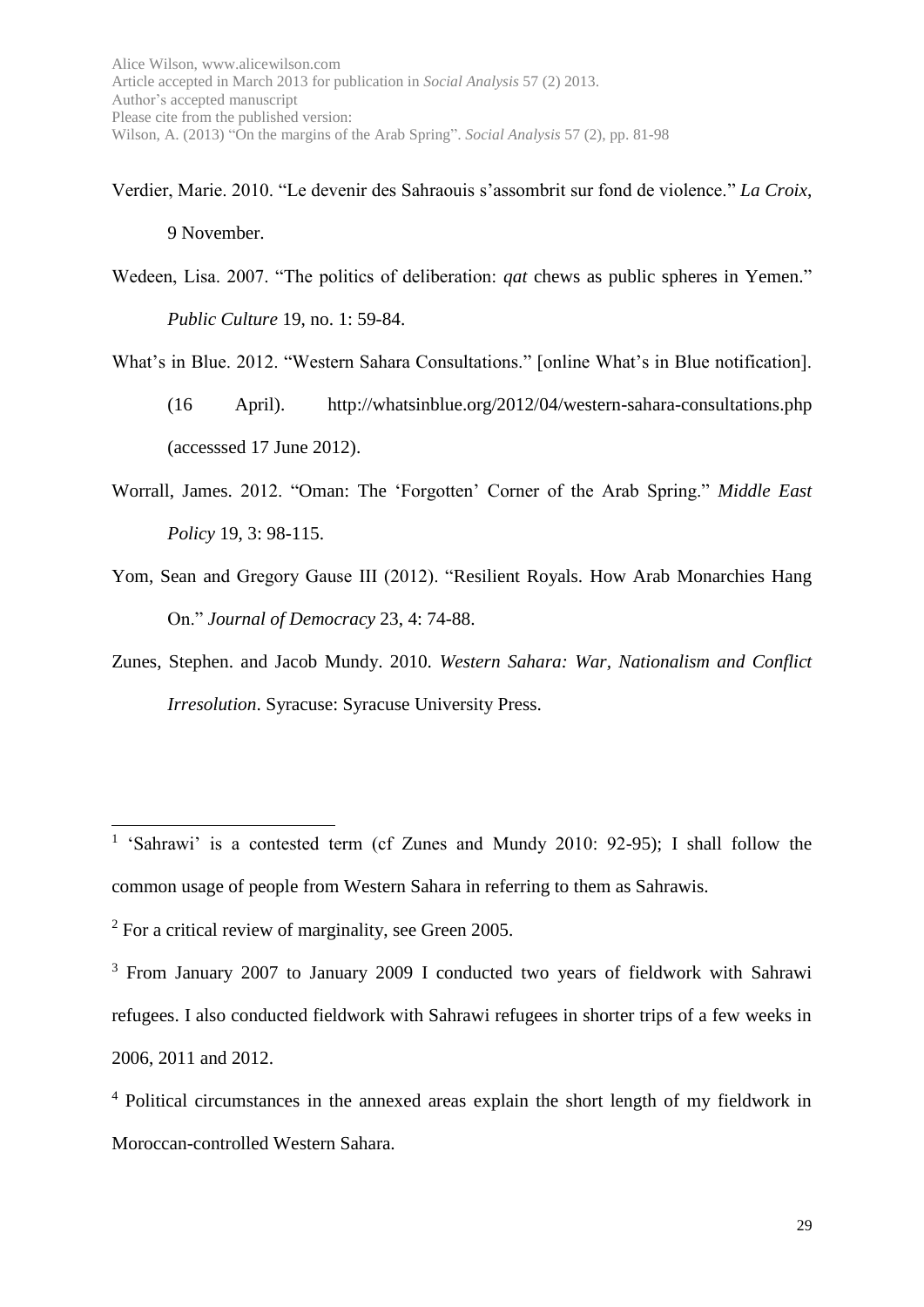Verdier, Marie. 2010. "Le devenir des Sahraouis s'assombrit sur fond de violence." *La Croix*, 9 November.

Wedeen, Lisa. 2007. "The politics of deliberation: *qat* chews as public spheres in Yemen." *Public Culture* 19, no. 1: 59-84.

What's in Blue. 2012. "Western Sahara Consultations." [online What's in Blue notification]. (16 April). http://whatsinblue.org/2012/04/western-sahara-consultations.php (accesssed 17 June 2012).

Worrall, James. 2012. "Oman: The 'Forgotten' Corner of the Arab Spring." *Middle East Policy* 19, 3: 98-115.

Yom, Sean and Gregory Gause III (2012). "Resilient Royals. How Arab Monarchies Hang On." *Journal of Democracy* 23, 4: 74-88.

Zunes, Stephen. and Jacob Mundy. 2010. *Western Sahara: War, Nationalism and Conflict Irresolution*. Syracuse: Syracuse University Press.

---

[1] 'Sahrawi' is a contested term (cf Zunes and Mundy 2010: 92-95); I shall follow the common usage of people from Western Sahara in referring to them as Sahrawis.

[2] For a critical review of marginality, see Green 2005.

[3] From January 2007 to January 2009 I conducted two years of fieldwork with Sahrawi refugees. I also conducted fieldwork with Sahrawi refugees in shorter trips of a few weeks in 2006, 2011 and 2012.

[4] Political circumstances in the annexed areas explain the short length of my fieldwork in Moroccan-controlled Western Sahara.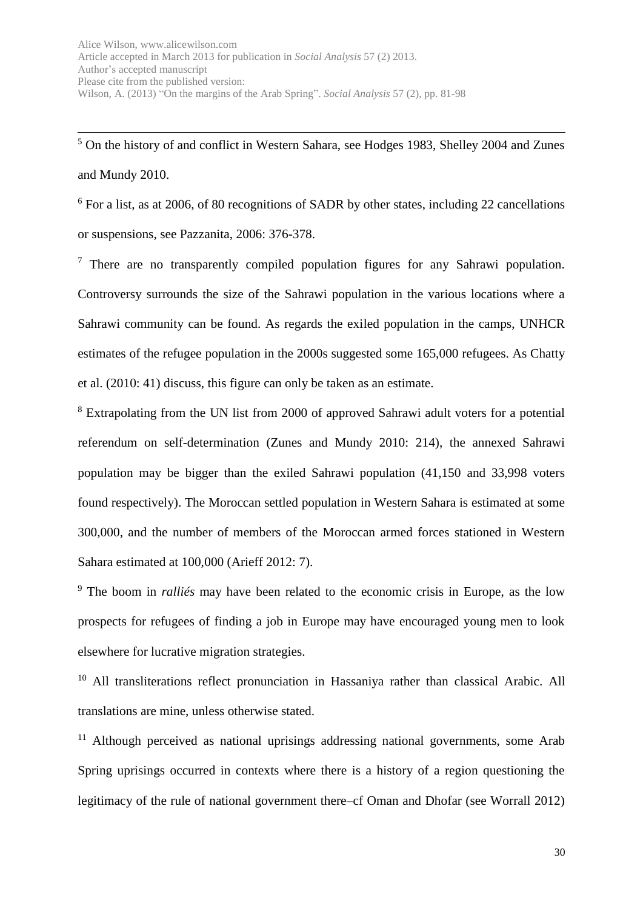[5] On the history of and conflict in Western Sahara, see Hodges 1983, Shelley 2004 and Zunes and Mundy 2010.

[6] For a list, as at 2006, of 80 recognitions of SADR by other states, including 22 cancellations or suspensions, see Pazzanita, 2006: 376-378.

[7] There are no transparently compiled population figures for any Sahrawi population. Controversy surrounds the size of the Sahrawi population in the various locations where a Sahrawi community can be found. As regards the exiled population in the camps, UNHCR estimates of the refugee population in the 2000s suggested some 165,000 refugees. As Chatty et al. (2010: 41) discuss, this figure can only be taken as an estimate.

[8] Extrapolating from the UN list from 2000 of approved Sahrawi adult voters for a potential referendum on self-determination (Zunes and Mundy 2010: 214), the annexed Sahrawi population may be bigger than the exiled Sahrawi population (41,150 and 33,998 voters found respectively). The Moroccan settled population in Western Sahara is estimated at some 300,000, and the number of members of the Moroccan armed forces stationed in Western Sahara estimated at 100,000 (Arieff 2012: 7).

[9] The boom in *ralliés* may have been related to the economic crisis in Europe, as the low prospects for refugees of finding a job in Europe may have encouraged young men to look elsewhere for lucrative migration strategies.

[10] All transliterations reflect pronunciation in Hassaniya rather than classical Arabic. All translations are mine, unless otherwise stated.

[11] Although perceived as national uprisings addressing national governments, some Arab Spring uprisings occurred in contexts where there is a history of a region questioning the legitimacy of the rule of national government there–cf Oman and Dhofar (see Worrall 2012)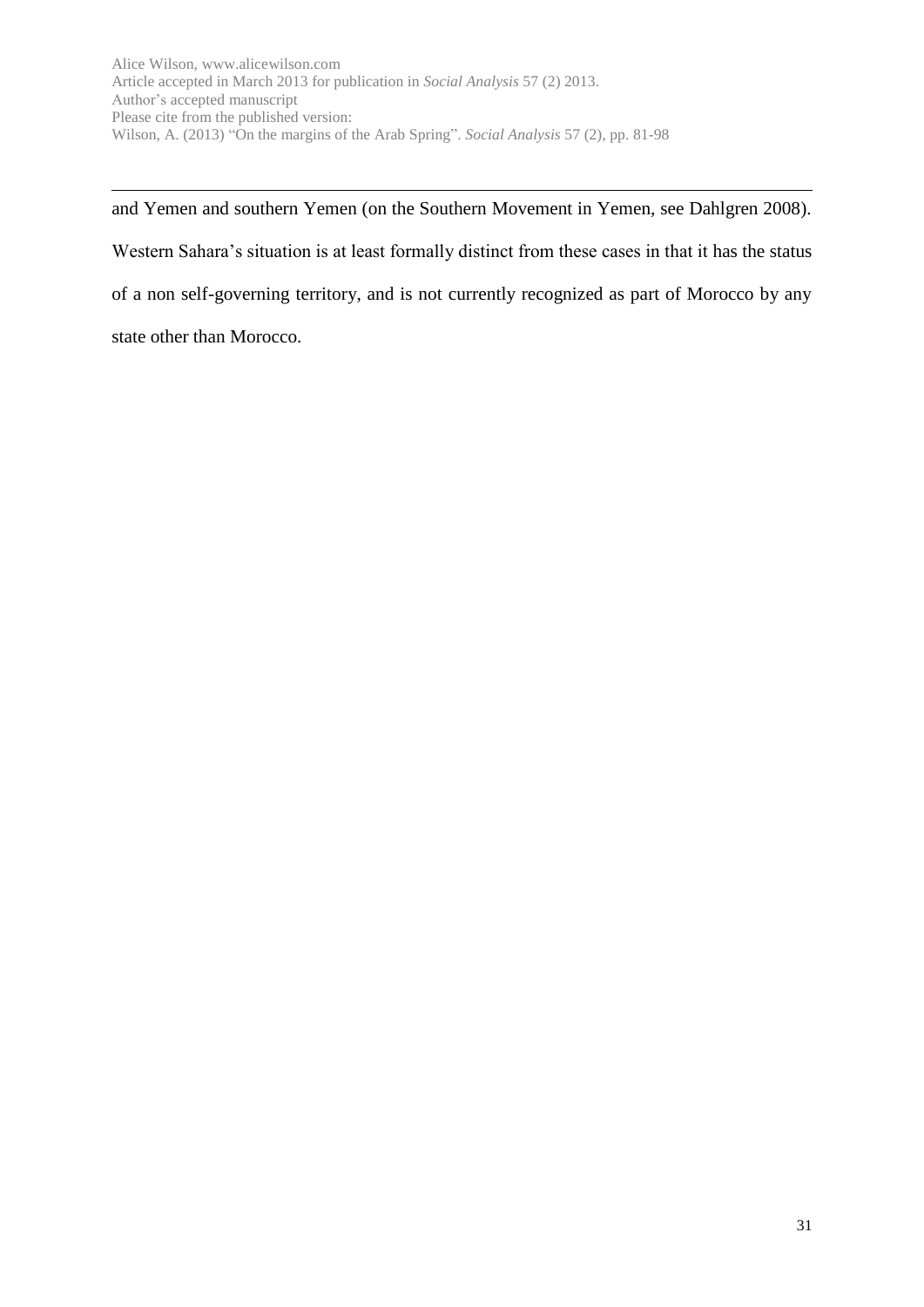and Yemen and southern Yemen (on the Southern Movement in Yemen, see Dahlgren 2008). Western Sahara's situation is at least formally distinct from these cases in that it has the status of a non self-governing territory, and is not currently recognized as part of Morocco by any state other than Morocco.